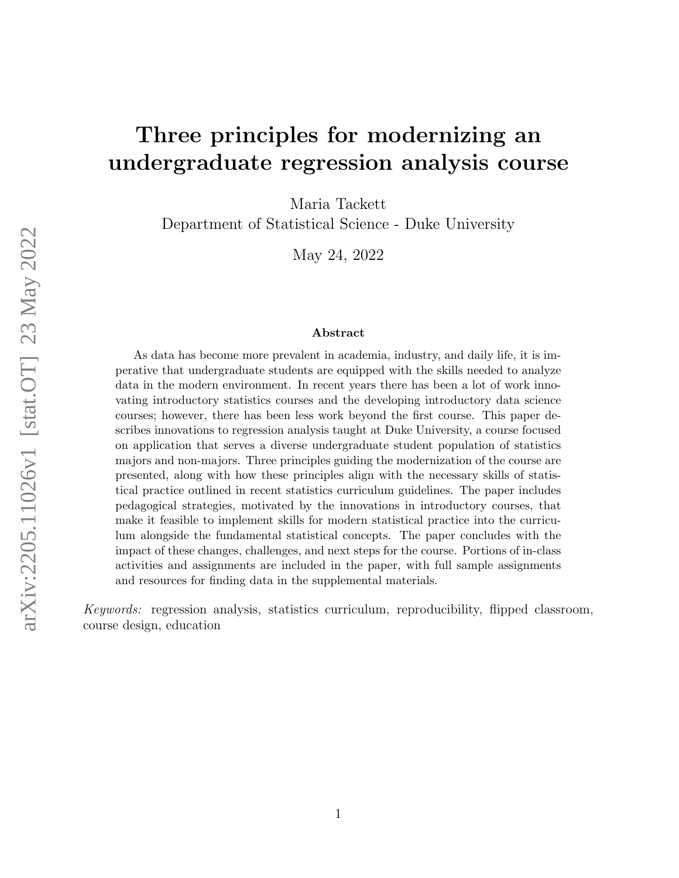# Three principles for modernizing an undergraduate regression analysis course

Maria Tackett
Department of Statistical Science - Duke University

May 24, 2022

### Abstract

As data has become more prevalent in academia, industry, and daily life, it is imperative that undergraduate students are equipped with the skills needed to analyze data in the modern environment. In recent years there has been a lot of work innovating introductory statistics courses and the developing introductory data science courses; however, there has been less work beyond the first course. This paper describes innovations to regression analysis taught at Duke University, a course focused on application that serves a diverse undergraduate student population of statistics majors and non-majors. Three principles guiding the modernization of the course are presented, along with how these principles align with the necessary skills of statistical practice outlined in recent statistics curriculum guidelines. The paper includes pedagogical strategies, motivated by the innovations in introductory courses, that make it feasible to implement skills for modern statistical practice into the curriculum alongside the fundamental statistical concepts. The paper concludes with the impact of these changes, challenges, and next steps for the course. Portions of in-class activities and assignments are included in the paper, with full sample assignments and resources for finding data in the supplemental materials.

*Keywords:* regression analysis, statistics curriculum, reproducibility, flipped classroom, course design, education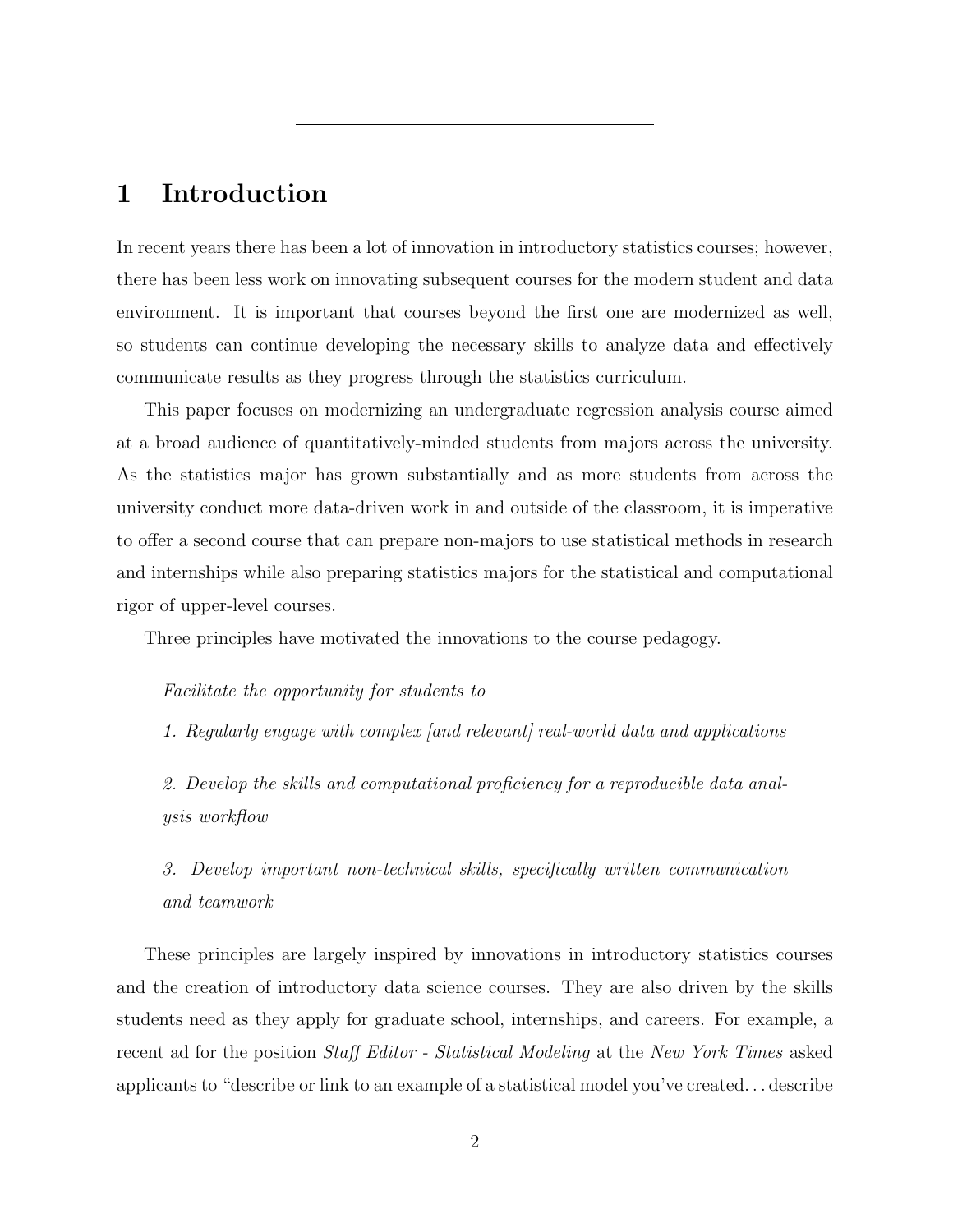# 1 Introduction

In recent years there has been a lot of innovation in introductory statistics courses; however, there has been less work on innovating subsequent courses for the modern student and data environment. It is important that courses beyond the first one are modernized as well, so students can continue developing the necessary skills to analyze data and effectively communicate results as they progress through the statistics curriculum.

This paper focuses on modernizing an undergraduate regression analysis course aimed at a broad audience of quantitatively-minded students from majors across the university. As the statistics major has grown substantially and as more students from across the university conduct more data-driven work in and outside of the classroom, it is imperative to offer a second course that can prepare non-majors to use statistical methods in research and internships while also preparing statistics majors for the statistical and computational rigor of upper-level courses.

Three principles have motivated the innovations to the course pedagogy.

> *Facilitate the opportunity for students to*
>
> *1. Regularly engage with complex [and relevant] real-world data and applications*
>
> *2. Develop the skills and computational proficiency for a reproducible data analysis workflow*
>
> *3. Develop important non-technical skills, specifically written communication and teamwork*

These principles are largely inspired by innovations in introductory statistics courses and the creation of introductory data science courses. They are also driven by the skills students need as they apply for graduate school, internships, and careers. For example, a recent ad for the position *Staff Editor - Statistical Modeling* at the *New York Times* asked applicants to "describe or link to an example of a statistical model you've created. . . describe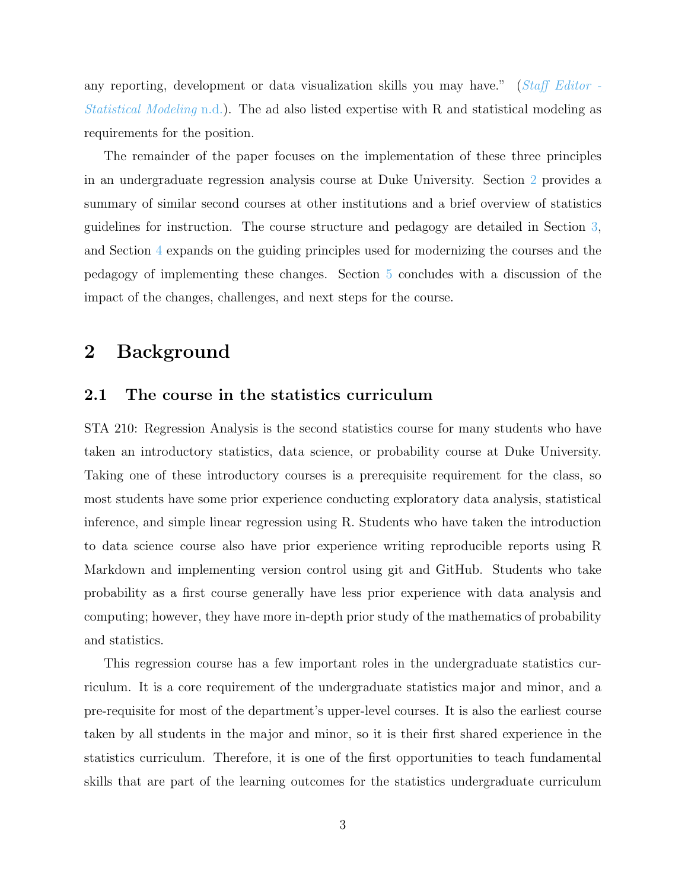any reporting, development or data visualization skills you may have." (*Staff Editor - Statistical Modeling* n.d.). The ad also listed expertise with R and statistical modeling as requirements for the position.

The remainder of the paper focuses on the implementation of these three principles in an undergraduate regression analysis course at Duke University. Section 2 provides a summary of similar second courses at other institutions and a brief overview of statistics guidelines for instruction. The course structure and pedagogy are detailed in Section 3, and Section 4 expands on the guiding principles used for modernizing the courses and the pedagogy of implementing these changes. Section 5 concludes with a discussion of the impact of the changes, challenges, and next steps for the course.

## 2 Background

### 2.1 The course in the statistics curriculum

STA 210: Regression Analysis is the second statistics course for many students who have taken an introductory statistics, data science, or probability course at Duke University. Taking one of these introductory courses is a prerequisite requirement for the class, so most students have some prior experience conducting exploratory data analysis, statistical inference, and simple linear regression using R. Students who have taken the introduction to data science course also have prior experience writing reproducible reports using R Markdown and implementing version control using git and GitHub. Students who take probability as a first course generally have less prior experience with data analysis and computing; however, they have more in-depth prior study of the mathematics of probability and statistics.

This regression course has a few important roles in the undergraduate statistics curriculum. It is a core requirement of the undergraduate statistics major and minor, and a pre-requisite for most of the department's upper-level courses. It is also the earliest course taken by all students in the major and minor, so it is their first shared experience in the statistics curriculum. Therefore, it is one of the first opportunities to teach fundamental skills that are part of the learning outcomes for the statistics undergraduate curriculum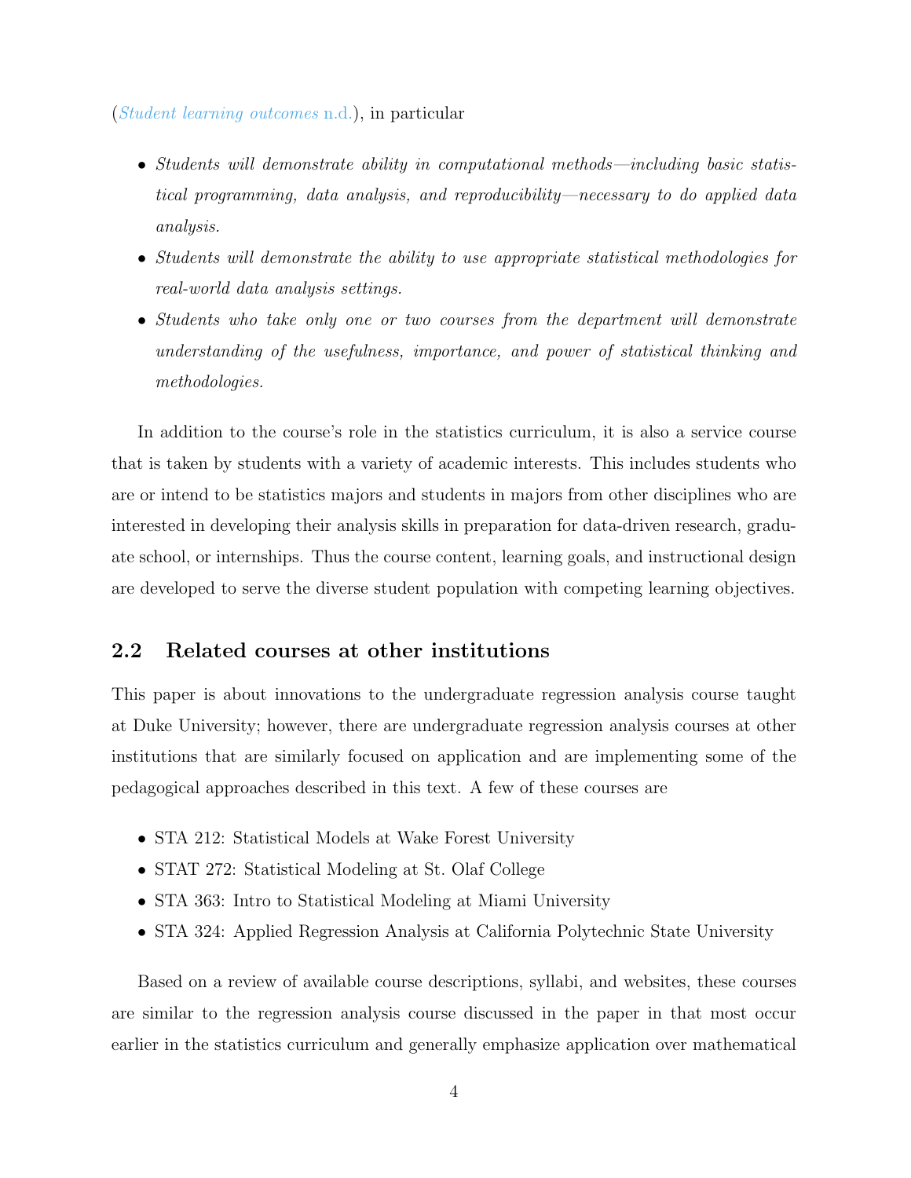(*Student learning outcomes* n.d.), in particular

- *Students will demonstrate ability in computational methods—including basic statistical programming, data analysis, and reproducibility—necessary to do applied data analysis.*
- *Students will demonstrate the ability to use appropriate statistical methodologies for real-world data analysis settings.*
- *Students who take only one or two courses from the department will demonstrate understanding of the usefulness, importance, and power of statistical thinking and methodologies.*

In addition to the course's role in the statistics curriculum, it is also a service course that is taken by students with a variety of academic interests. This includes students who are or intend to be statistics majors and students in majors from other disciplines who are interested in developing their analysis skills in preparation for data-driven research, graduate school, or internships. Thus the course content, learning goals, and instructional design are developed to serve the diverse student population with competing learning objectives.

## 2.2 Related courses at other institutions

This paper is about innovations to the undergraduate regression analysis course taught at Duke University; however, there are undergraduate regression analysis courses at other institutions that are similarly focused on application and are implementing some of the pedagogical approaches described in this text. A few of these courses are

- STA 212: Statistical Models at Wake Forest University
- STAT 272: Statistical Modeling at St. Olaf College
- STA 363: Intro to Statistical Modeling at Miami University
- STA 324: Applied Regression Analysis at California Polytechnic State University

Based on a review of available course descriptions, syllabi, and websites, these courses are similar to the regression analysis course discussed in the paper in that most occur earlier in the statistics curriculum and generally emphasize application over mathematical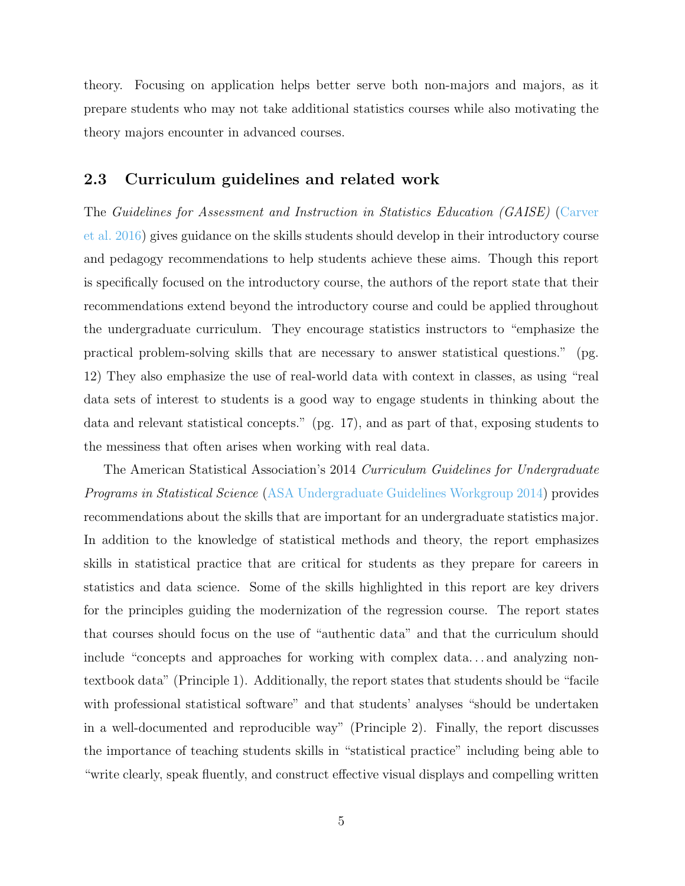theory. Focusing on application helps better serve both non-majors and majors, as it prepare students who may not take additional statistics courses while also motivating the theory majors encounter in advanced courses.

## 2.3 Curriculum guidelines and related work

The *Guidelines for Assessment and Instruction in Statistics Education (GAISE)* (Carver et al. 2016) gives guidance on the skills students should develop in their introductory course and pedagogy recommendations to help students achieve these aims. Though this report is specifically focused on the introductory course, the authors of the report state that their recommendations extend beyond the introductory course and could be applied throughout the undergraduate curriculum. They encourage statistics instructors to "emphasize the practical problem-solving skills that are necessary to answer statistical questions." (pg. 12) They also emphasize the use of real-world data with context in classes, as using "real data sets of interest to students is a good way to engage students in thinking about the data and relevant statistical concepts." (pg. 17), and as part of that, exposing students to the messiness that often arises when working with real data.

The American Statistical Association's 2014 *Curriculum Guidelines for Undergraduate Programs in Statistical Science* (ASA Undergraduate Guidelines Workgroup 2014) provides recommendations about the skills that are important for an undergraduate statistics major. In addition to the knowledge of statistical methods and theory, the report emphasizes skills in statistical practice that are critical for students as they prepare for careers in statistics and data science. Some of the skills highlighted in this report are key drivers for the principles guiding the modernization of the regression course. The report states that courses should focus on the use of "authentic data" and that the curriculum should include "concepts and approaches for working with complex data. . . and analyzing non-textbook data" (Principle 1). Additionally, the report states that students should be "facile with professional statistical software" and that students' analyses "should be undertaken in a well-documented and reproducible way" (Principle 2). Finally, the report discusses the importance of teaching students skills in "statistical practice" including being able to "write clearly, speak fluently, and construct effective visual displays and compelling written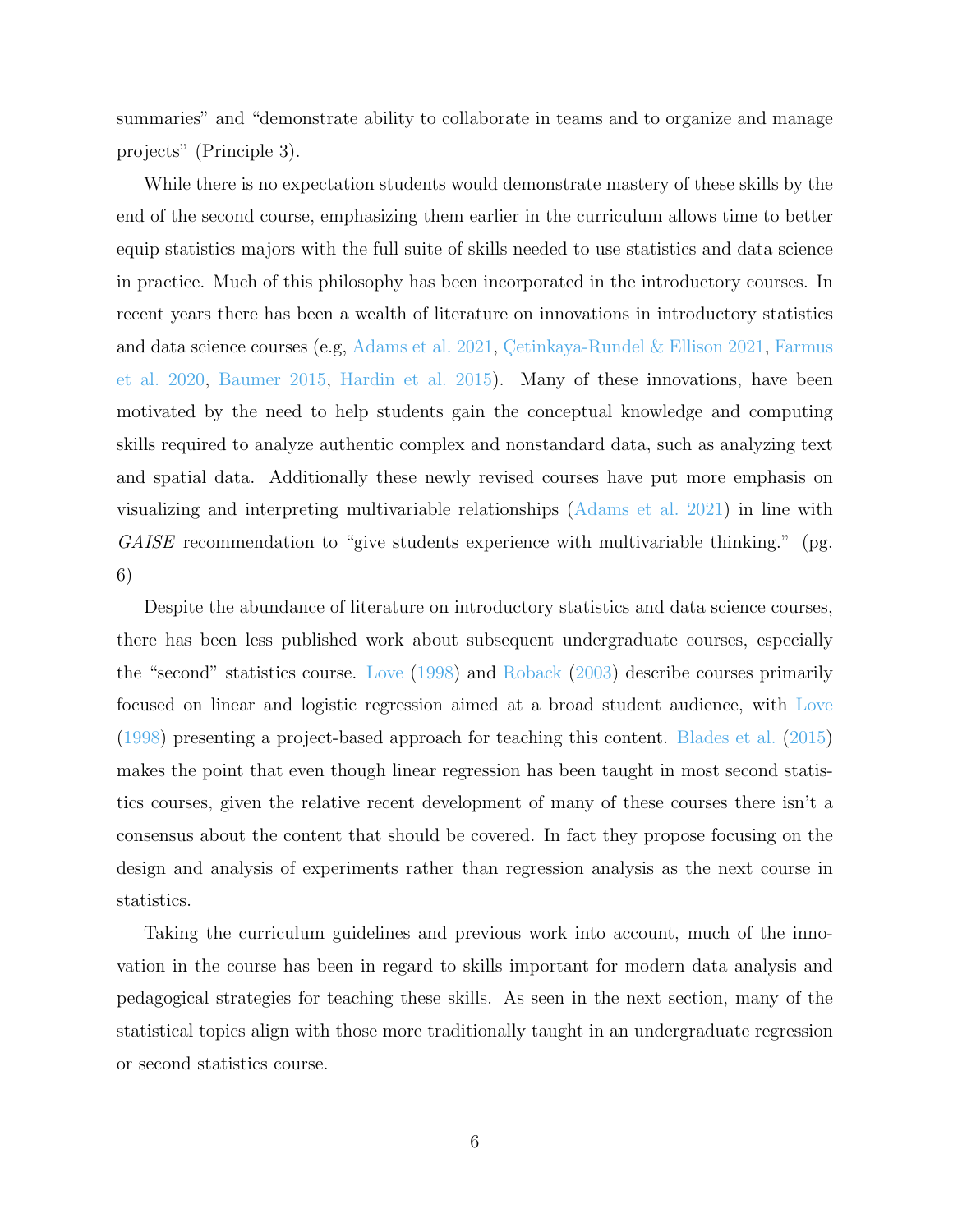summaries" and "demonstrate ability to collaborate in teams and to organize and manage projects" (Principle 3).

While there is no expectation students would demonstrate mastery of these skills by the end of the second course, emphasizing them earlier in the curriculum allows time to better equip statistics majors with the full suite of skills needed to use statistics and data science in practice. Much of this philosophy has been incorporated in the introductory courses. In recent years there has been a wealth of literature on innovations in introductory statistics and data science courses (e.g, Adams et al. 2021, Çetinkaya-Rundel & Ellison 2021, Farmus et al. 2020, Baumer 2015, Hardin et al. 2015). Many of these innovations, have been motivated by the need to help students gain the conceptual knowledge and computing skills required to analyze authentic complex and nonstandard data, such as analyzing text and spatial data. Additionally these newly revised courses have put more emphasis on visualizing and interpreting multivariable relationships (Adams et al. 2021) in line with *GAISE* recommendation to "give students experience with multivariable thinking." (pg. 6)

Despite the abundance of literature on introductory statistics and data science courses, there has been less published work about subsequent undergraduate courses, especially the "second" statistics course. Love (1998) and Roback (2003) describe courses primarily focused on linear and logistic regression aimed at a broad student audience, with Love (1998) presenting a project-based approach for teaching this content. Blades et al. (2015) makes the point that even though linear regression has been taught in most second statistics courses, given the relative recent development of many of these courses there isn't a consensus about the content that should be covered. In fact they propose focusing on the design and analysis of experiments rather than regression analysis as the next course in statistics.

Taking the curriculum guidelines and previous work into account, much of the innovation in the course has been in regard to skills important for modern data analysis and pedagogical strategies for teaching these skills. As seen in the next section, many of the statistical topics align with those more traditionally taught in an undergraduate regression or second statistics course.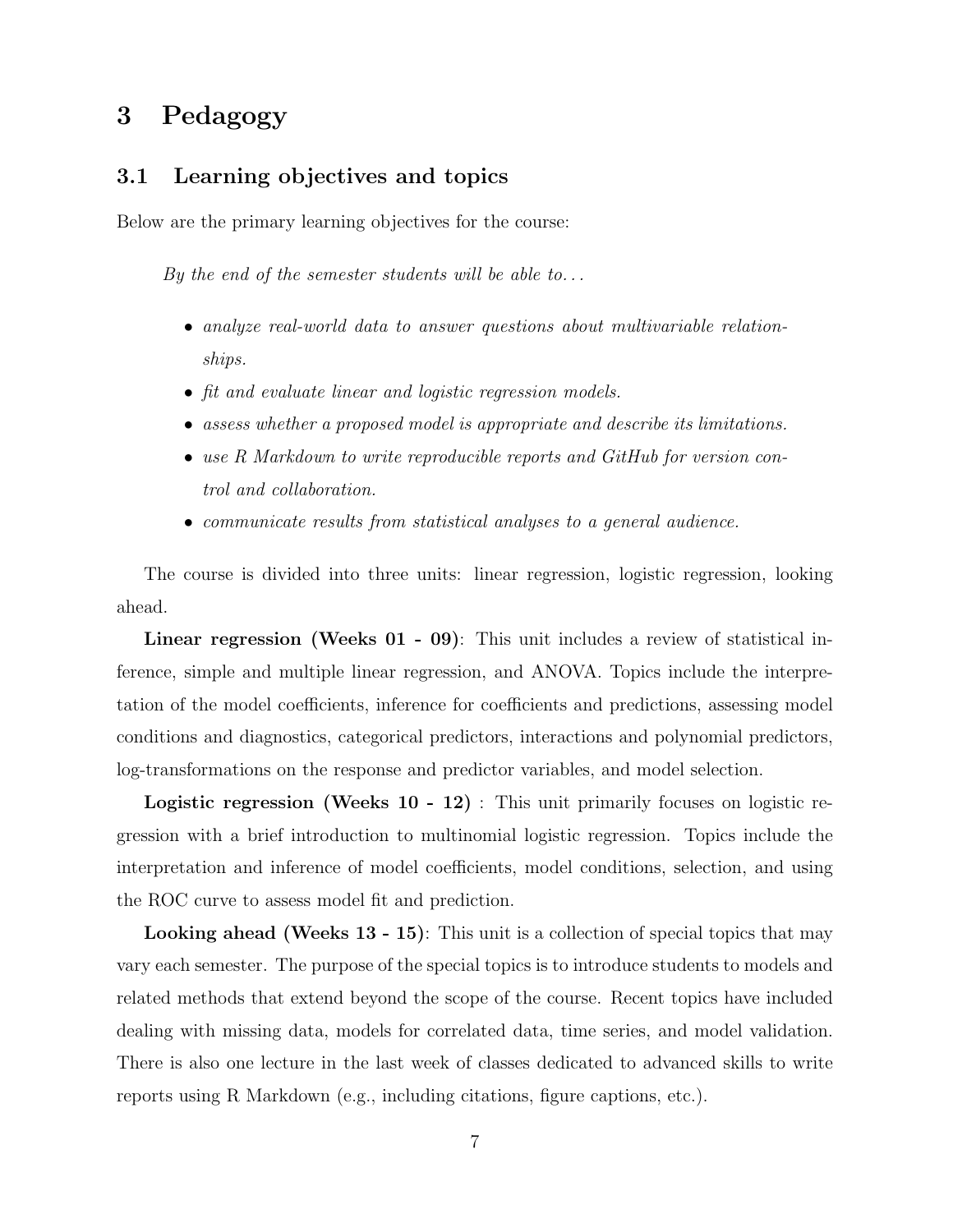# 3 Pedagogy

## 3.1 Learning objectives and topics

Below are the primary learning objectives for the course:

> *By the end of the semester students will be able to...*
>
> - *analyze real-world data to answer questions about multivariable relationships.*
> - *fit and evaluate linear and logistic regression models.*
> - *assess whether a proposed model is appropriate and describe its limitations.*
> - *use R Markdown to write reproducible reports and GitHub for version control and collaboration.*
> - *communicate results from statistical analyses to a general audience.*

The course is divided into three units: linear regression, logistic regression, looking ahead.

**Linear regression (Weeks 01 - 09)**: This unit includes a review of statistical inference, simple and multiple linear regression, and ANOVA. Topics include the interpretation of the model coefficients, inference for coefficients and predictions, assessing model conditions and diagnostics, categorical predictors, interactions and polynomial predictors, log-transformations on the response and predictor variables, and model selection.

**Logistic regression (Weeks 10 - 12)** : This unit primarily focuses on logistic regression with a brief introduction to multinomial logistic regression. Topics include the interpretation and inference of model coefficients, model conditions, selection, and using the ROC curve to assess model fit and prediction.

**Looking ahead (Weeks 13 - 15)**: This unit is a collection of special topics that may vary each semester. The purpose of the special topics is to introduce students to models and related methods that extend beyond the scope of the course. Recent topics have included dealing with missing data, models for correlated data, time series, and model validation. There is also one lecture in the last week of classes dedicated to advanced skills to write reports using R Markdown (e.g., including citations, figure captions, etc.).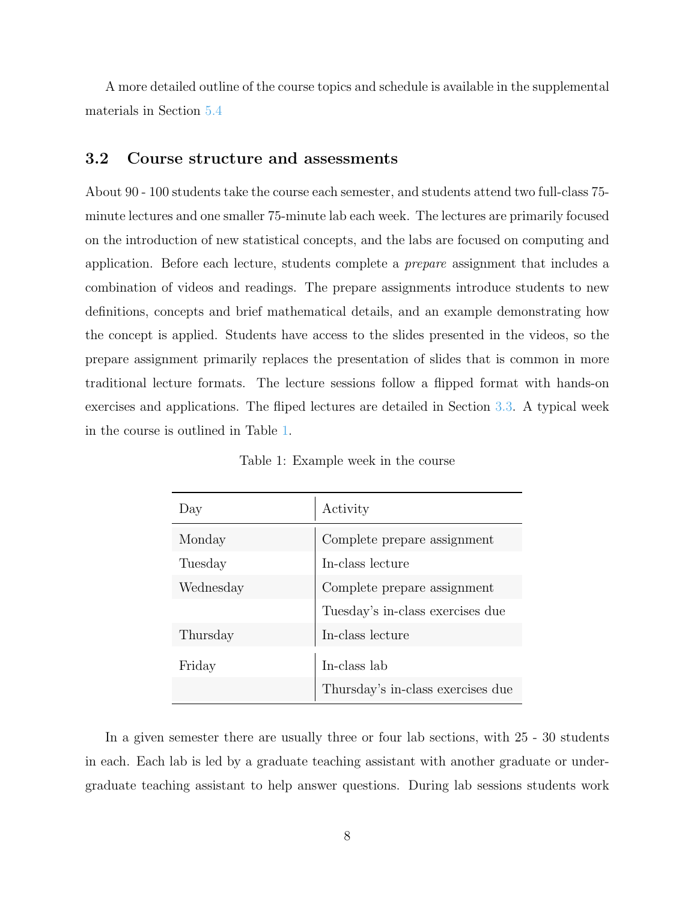A more detailed outline of the course topics and schedule is available in the supplemental materials in Section 5.4

### 3.2 Course structure and assessments

About 90 - 100 students take the course each semester, and students attend two full-class 75-minute lectures and one smaller 75-minute lab each week. The lectures are primarily focused on the introduction of new statistical concepts, and the labs are focused on computing and application. Before each lecture, students complete a *prepare* assignment that includes a combination of videos and readings. The prepare assignments introduce students to new definitions, concepts and brief mathematical details, and an example demonstrating how the concept is applied. Students have access to the slides presented in the videos, so the prepare assignment primarily replaces the presentation of slides that is common in more traditional lecture formats. The lecture sessions follow a flipped format with hands-on exercises and applications. The fliped lectures are detailed in Section 3.3. A typical week in the course is outlined in Table 1.

Table 1: Example week in the course

| Day | Activity |
|---|---|
| Monday | Complete prepare assignment |
| Tuesday | In-class lecture |
| Wednesday | Complete prepare assignment |
| | Tuesday's in-class exercises due |
| Thursday | In-class lecture |
| Friday | In-class lab |
| | Thursday's in-class exercises due |

In a given semester there are usually three or four lab sections, with 25 - 30 students in each. Each lab is led by a graduate teaching assistant with another graduate or undergraduate teaching assistant to help answer questions. During lab sessions students work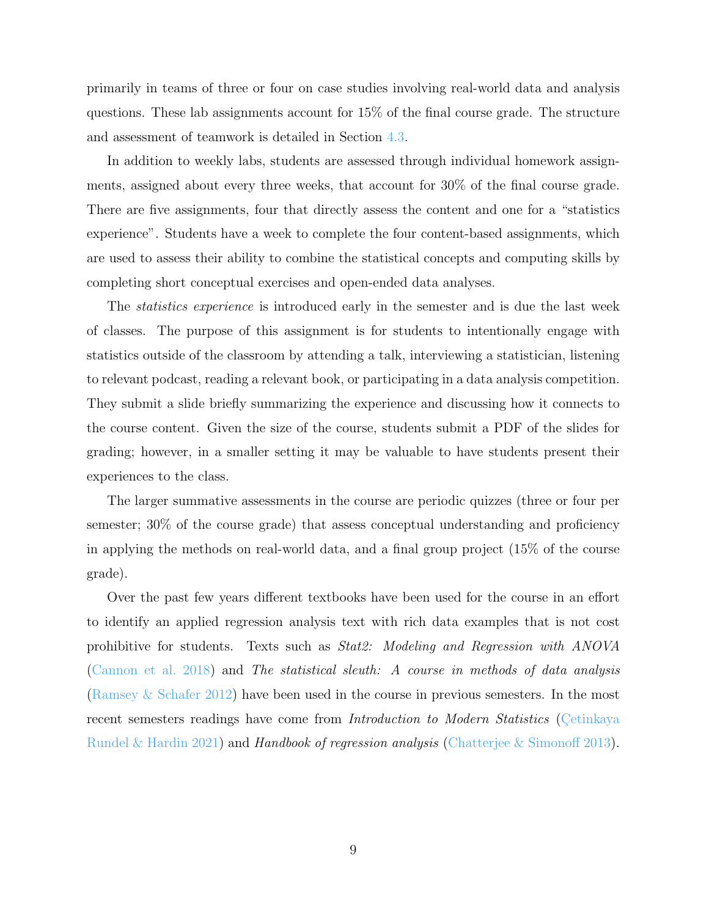primarily in teams of three or four on case studies involving real-world data and analysis questions. These lab assignments account for 15% of the final course grade. The structure and assessment of teamwork is detailed in Section 4.3.

In addition to weekly labs, students are assessed through individual homework assignments, assigned about every three weeks, that account for 30% of the final course grade. There are five assignments, four that directly assess the content and one for a "statistics experience". Students have a week to complete the four content-based assignments, which are used to assess their ability to combine the statistical concepts and computing skills by completing short conceptual exercises and open-ended data analyses.

The *statistics experience* is introduced early in the semester and is due the last week of classes. The purpose of this assignment is for students to intentionally engage with statistics outside of the classroom by attending a talk, interviewing a statistician, listening to relevant podcast, reading a relevant book, or participating in a data analysis competition. They submit a slide briefly summarizing the experience and discussing how it connects to the course content. Given the size of the course, students submit a PDF of the slides for grading; however, in a smaller setting it may be valuable to have students present their experiences to the class.

The larger summative assessments in the course are periodic quizzes (three or four per semester; 30% of the course grade) that assess conceptual understanding and proficiency in applying the methods on real-world data, and a final group project (15% of the course grade).

Over the past few years different textbooks have been used for the course in an effort to identify an applied regression analysis text with rich data examples that is not cost prohibitive for students. Texts such as *Stat2: Modeling and Regression with ANOVA* (Cannon et al. 2018) and *The statistical sleuth: A course in methods of data analysis* (Ramsey & Schafer 2012) have been used in the course in previous semesters. In the most recent semesters readings have come from *Introduction to Modern Statistics* (Çetinkaya Rundel & Hardin 2021) and *Handbook of regression analysis* (Chatterjee & Simonoff 2013).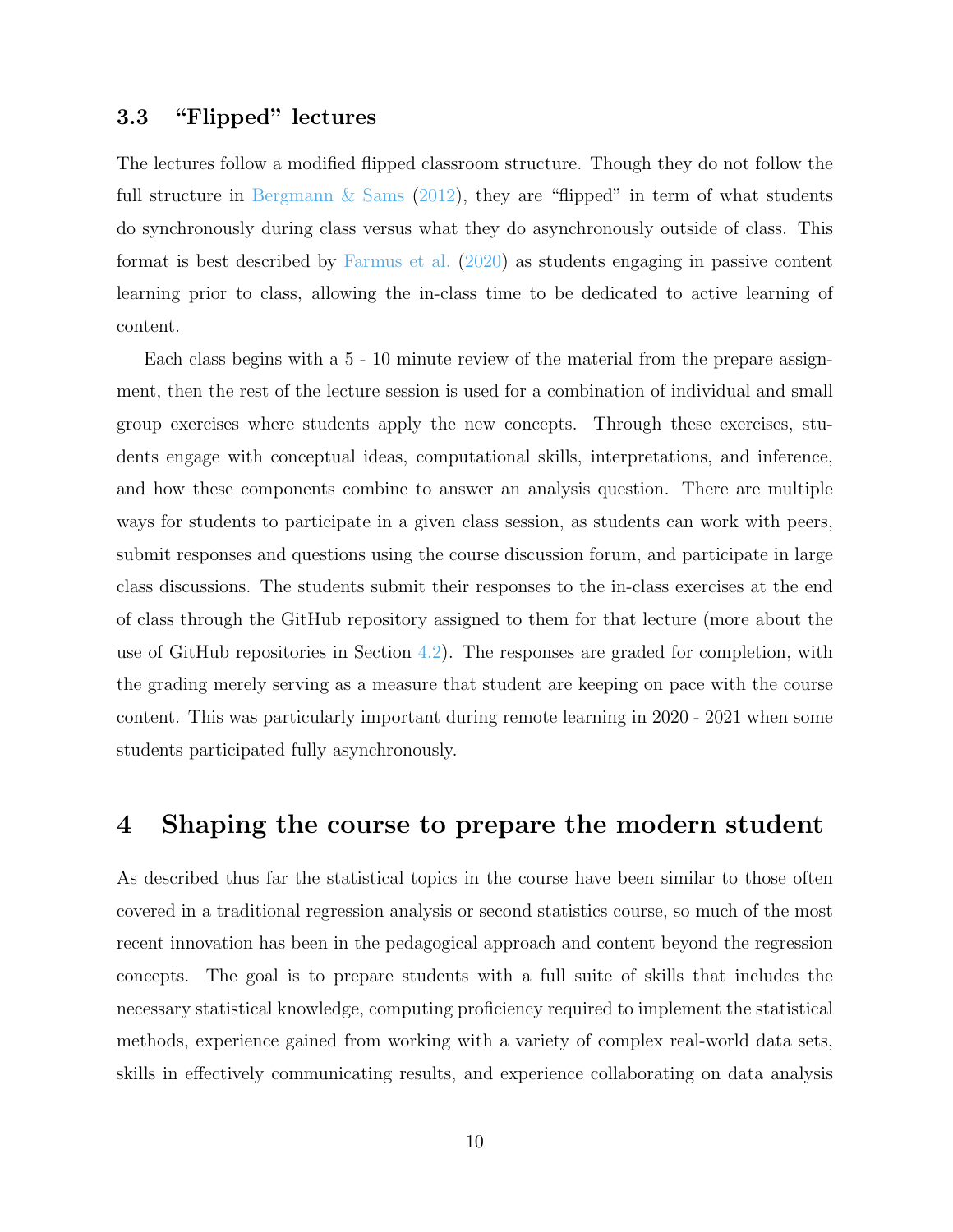### 3.3 "Flipped" lectures

The lectures follow a modified flipped classroom structure. Though they do not follow the full structure in Bergmann & Sams (2012), they are "flipped" in term of what students do synchronously during class versus what they do asynchronously outside of class. This format is best described by Farmus et al. (2020) as students engaging in passive content learning prior to class, allowing the in-class time to be dedicated to active learning of content.

Each class begins with a 5 - 10 minute review of the material from the prepare assignment, then the rest of the lecture session is used for a combination of individual and small group exercises where students apply the new concepts. Through these exercises, students engage with conceptual ideas, computational skills, interpretations, and inference, and how these components combine to answer an analysis question. There are multiple ways for students to participate in a given class session, as students can work with peers, submit responses and questions using the course discussion forum, and participate in large class discussions. The students submit their responses to the in-class exercises at the end of class through the GitHub repository assigned to them for that lecture (more about the use of GitHub repositories in Section 4.2). The responses are graded for completion, with the grading merely serving as a measure that student are keeping on pace with the course content. This was particularly important during remote learning in 2020 - 2021 when some students participated fully asynchronously.

## 4 Shaping the course to prepare the modern student

As described thus far the statistical topics in the course have been similar to those often covered in a traditional regression analysis or second statistics course, so much of the most recent innovation has been in the pedagogical approach and content beyond the regression concepts. The goal is to prepare students with a full suite of skills that includes the necessary statistical knowledge, computing proficiency required to implement the statistical methods, experience gained from working with a variety of complex real-world data sets, skills in effectively communicating results, and experience collaborating on data analysis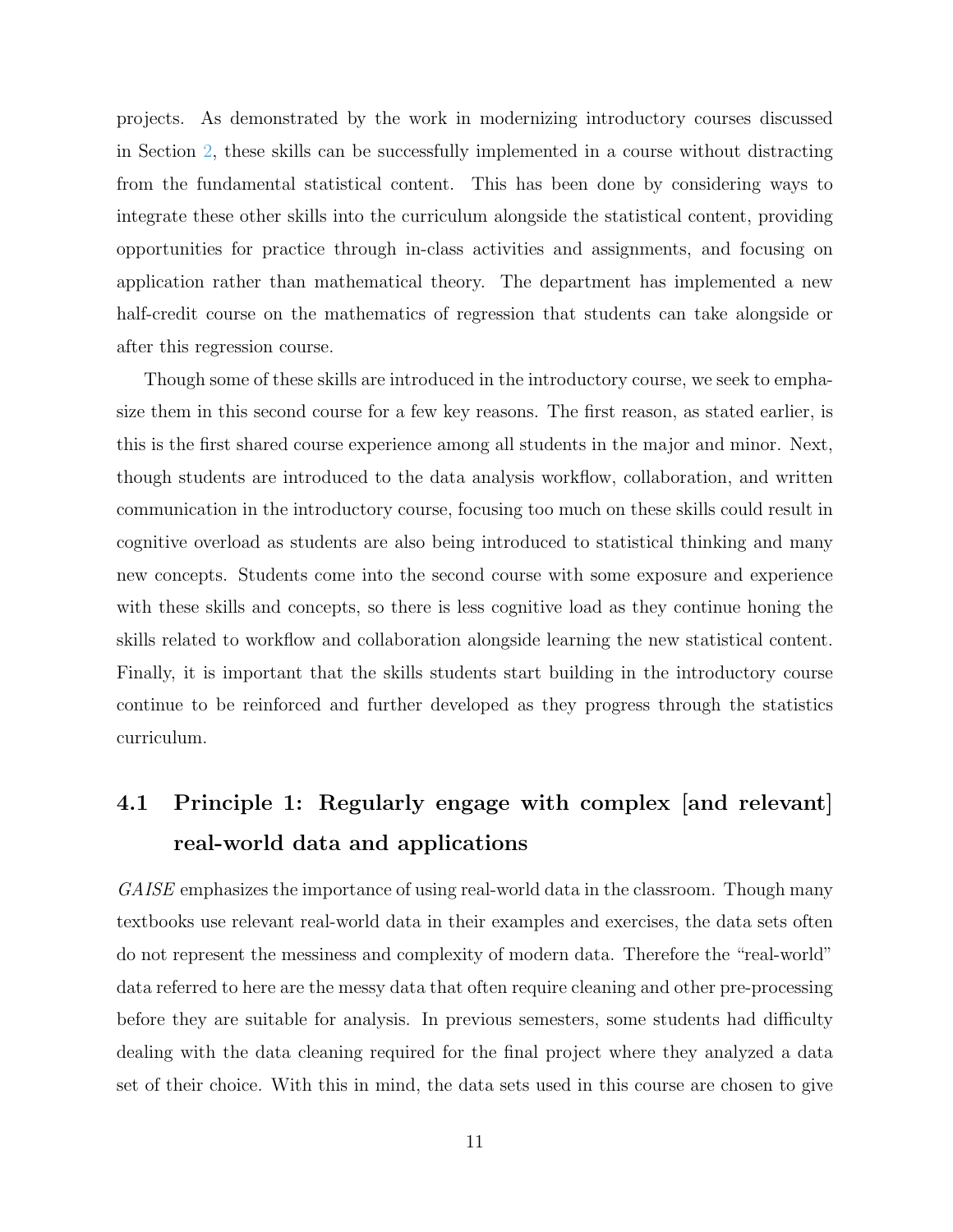projects. As demonstrated by the work in modernizing introductory courses discussed in Section 2, these skills can be successfully implemented in a course without distracting from the fundamental statistical content. This has been done by considering ways to integrate these other skills into the curriculum alongside the statistical content, providing opportunities for practice through in-class activities and assignments, and focusing on application rather than mathematical theory. The department has implemented a new half-credit course on the mathematics of regression that students can take alongside or after this regression course.

Though some of these skills are introduced in the introductory course, we seek to emphasize them in this second course for a few key reasons. The first reason, as stated earlier, is this is the first shared course experience among all students in the major and minor. Next, though students are introduced to the data analysis workflow, collaboration, and written communication in the introductory course, focusing too much on these skills could result in cognitive overload as students are also being introduced to statistical thinking and many new concepts. Students come into the second course with some exposure and experience with these skills and concepts, so there is less cognitive load as they continue honing the skills related to workflow and collaboration alongside learning the new statistical content. Finally, it is important that the skills students start building in the introductory course continue to be reinforced and further developed as they progress through the statistics curriculum.

## 4.1 Principle 1: Regularly engage with complex [and relevant] real-world data and applications

*GAISE* emphasizes the importance of using real-world data in the classroom. Though many textbooks use relevant real-world data in their examples and exercises, the data sets often do not represent the messiness and complexity of modern data. Therefore the "real-world" data referred to here are the messy data that often require cleaning and other pre-processing before they are suitable for analysis. In previous semesters, some students had difficulty dealing with the data cleaning required for the final project where they analyzed a data set of their choice. With this in mind, the data sets used in this course are chosen to give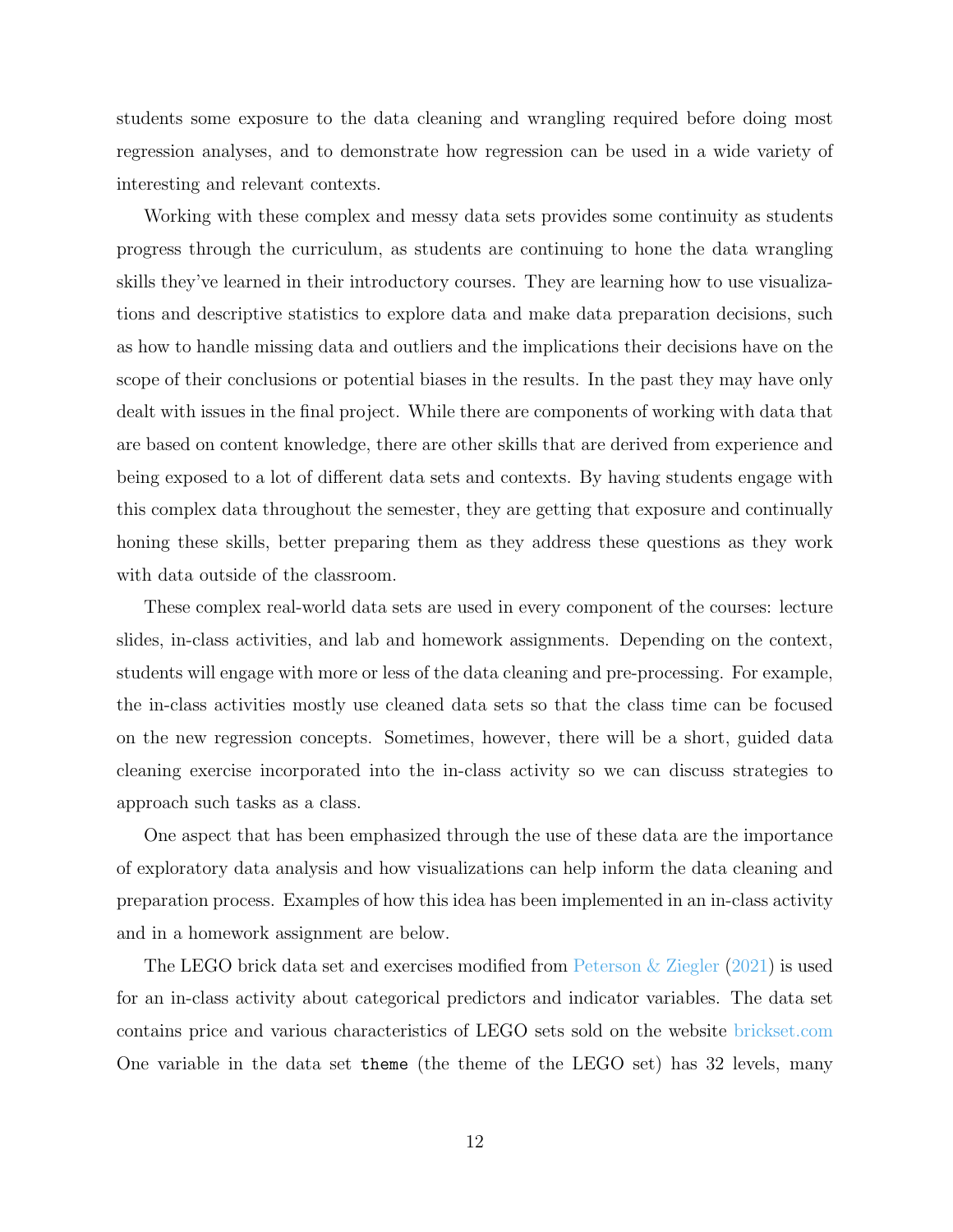students some exposure to the data cleaning and wrangling required before doing most regression analyses, and to demonstrate how regression can be used in a wide variety of interesting and relevant contexts.

Working with these complex and messy data sets provides some continuity as students progress through the curriculum, as students are continuing to hone the data wrangling skills they've learned in their introductory courses. They are learning how to use visualizations and descriptive statistics to explore data and make data preparation decisions, such as how to handle missing data and outliers and the implications their decisions have on the scope of their conclusions or potential biases in the results. In the past they may have only dealt with issues in the final project. While there are components of working with data that are based on content knowledge, there are other skills that are derived from experience and being exposed to a lot of different data sets and contexts. By having students engage with this complex data throughout the semester, they are getting that exposure and continually honing these skills, better preparing them as they address these questions as they work with data outside of the classroom.

These complex real-world data sets are used in every component of the courses: lecture slides, in-class activities, and lab and homework assignments. Depending on the context, students will engage with more or less of the data cleaning and pre-processing. For example, the in-class activities mostly use cleaned data sets so that the class time can be focused on the new regression concepts. Sometimes, however, there will be a short, guided data cleaning exercise incorporated into the in-class activity so we can discuss strategies to approach such tasks as a class.

One aspect that has been emphasized through the use of these data are the importance of exploratory data analysis and how visualizations can help inform the data cleaning and preparation process. Examples of how this idea has been implemented in an in-class activity and in a homework assignment are below.

The LEGO brick data set and exercises modified from Peterson & Ziegler (2021) is used for an in-class activity about categorical predictors and indicator variables. The data set contains price and various characteristics of LEGO sets sold on the website brickset.com One variable in the data set `theme` (the theme of the LEGO set) has 32 levels, many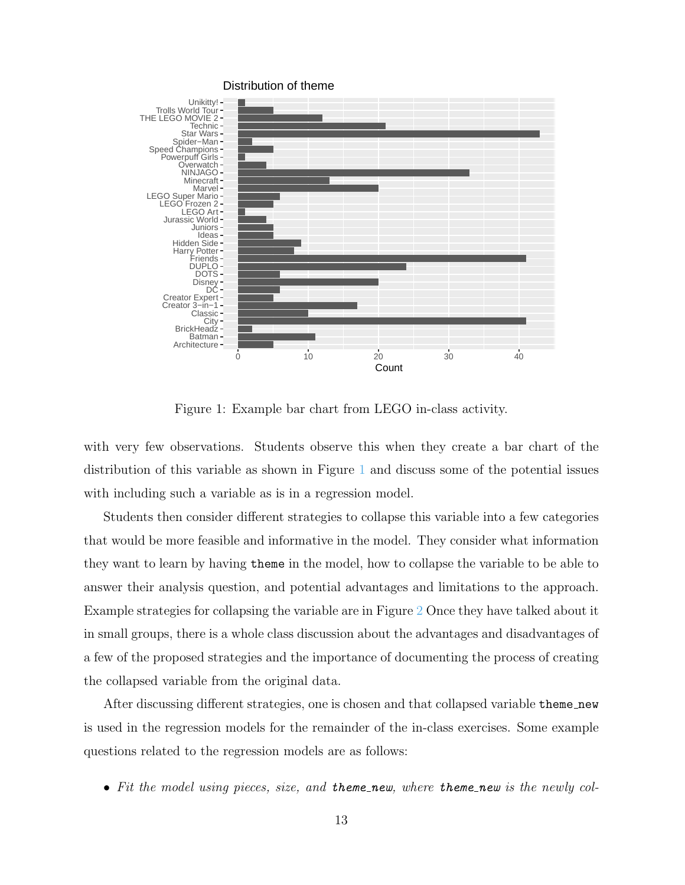Figure 1: Example bar chart from LEGO in-class activity.

with very few observations. Students observe this when they create a bar chart of the distribution of this variable as shown in Figure 1 and discuss some of the potential issues with including such a variable as is in a regression model.

Students then consider different strategies to collapse this variable into a few categories that would be more feasible and informative in the model. They consider what information they want to learn by having `theme` in the model, how to collapse the variable to be able to answer their analysis question, and potential advantages and limitations to the approach. Example strategies for collapsing the variable are in Figure 2 Once they have talked about it in small groups, there is a whole class discussion about the advantages and disadvantages of a few of the proposed strategies and the importance of documenting the process of creating the collapsed variable from the original data.

After discussing different strategies, one is chosen and that collapsed variable `theme_new` is used in the regression models for the remainder of the in-class exercises. Some example questions related to the regression models are as follows:

- *Fit the model using pieces, size, and* `theme_new`*, where* `theme_new` *is the newly col-*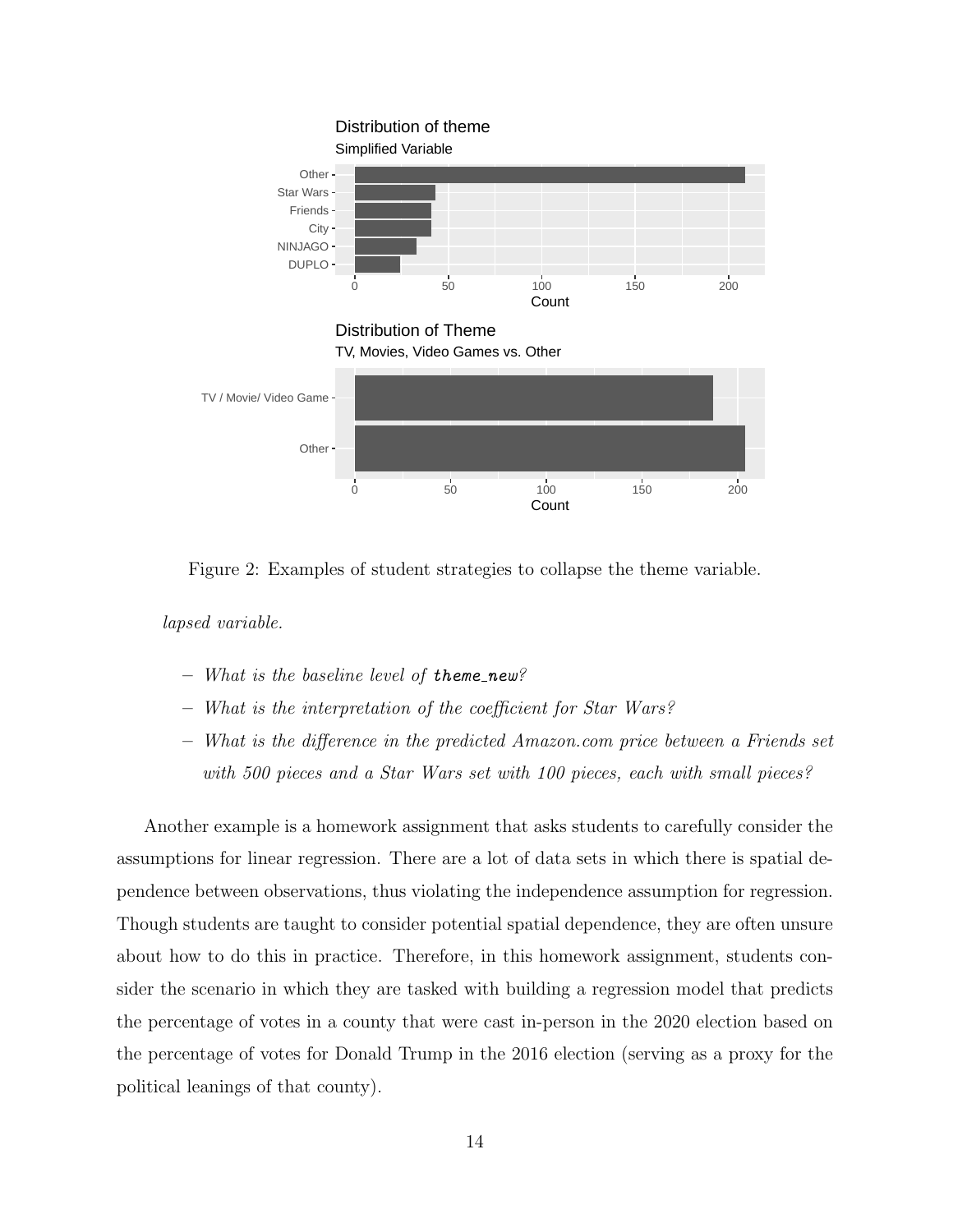Figure 2: Examples of student strategies to collapse the theme variable.

*lapsed variable.*

- *What is the baseline level of* `theme_new`*?*
- *What is the interpretation of the coefficient for Star Wars?*
- *What is the difference in the predicted Amazon.com price between a Friends set with 500 pieces and a Star Wars set with 100 pieces, each with small pieces?*

Another example is a homework assignment that asks students to carefully consider the assumptions for linear regression. There are a lot of data sets in which there is spatial dependence between observations, thus violating the independence assumption for regression. Though students are taught to consider potential spatial dependence, they are often unsure about how to do this in practice. Therefore, in this homework assignment, students consider the scenario in which they are tasked with building a regression model that predicts the percentage of votes in a county that were cast in-person in the 2020 election based on the percentage of votes for Donald Trump in the 2016 election (serving as a proxy for the political leanings of that county).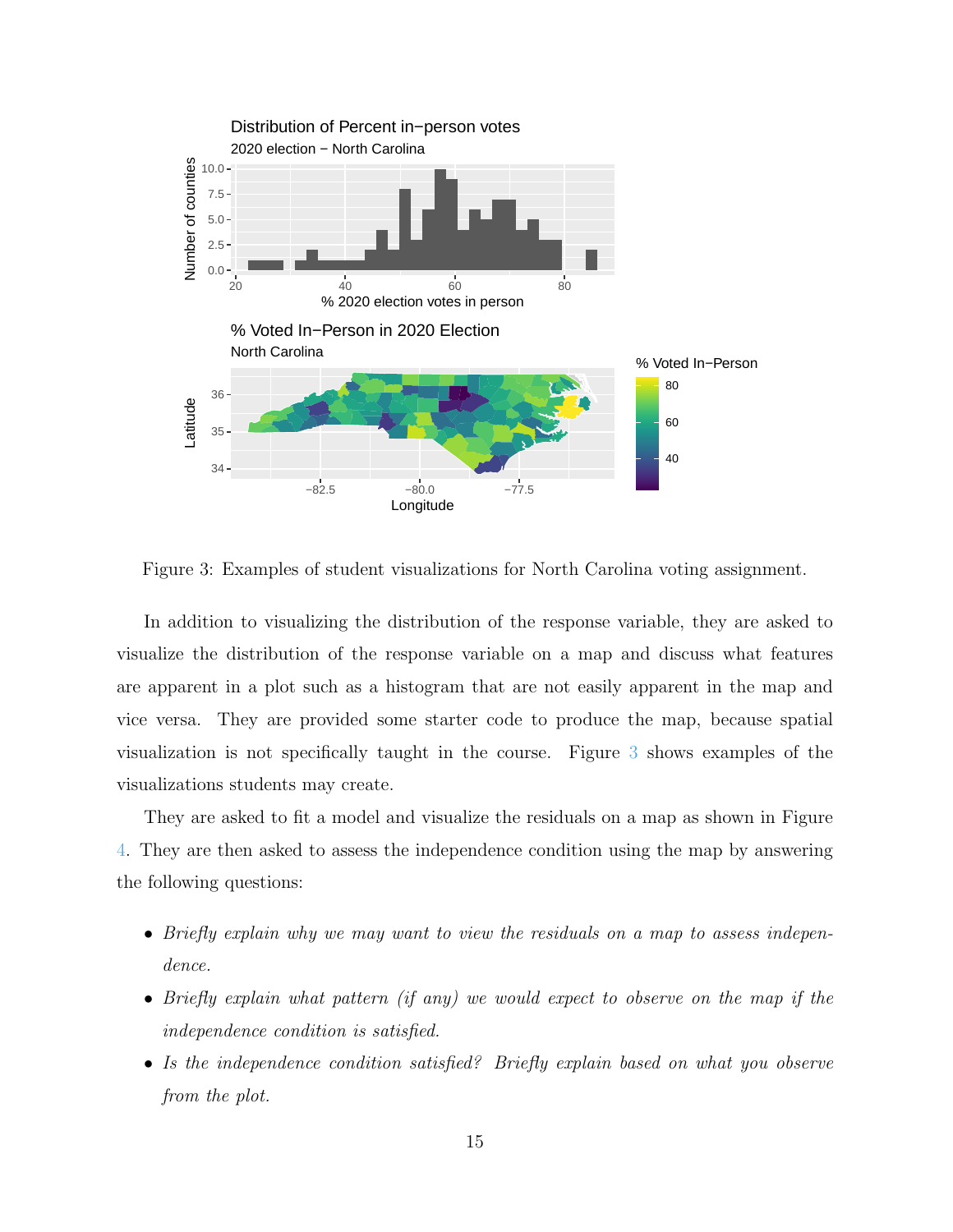Figure 3: Examples of student visualizations for North Carolina voting assignment.

In addition to visualizing the distribution of the response variable, they are asked to visualize the distribution of the response variable on a map and discuss what features are apparent in a plot such as a histogram that are not easily apparent in the map and vice versa. They are provided some starter code to produce the map, because spatial visualization is not specifically taught in the course. Figure 3 shows examples of the visualizations students may create.

They are asked to fit a model and visualize the residuals on a map as shown in Figure 4. They are then asked to assess the independence condition using the map by answering the following questions:

- *Briefly explain why we may want to view the residuals on a map to assess independence.*
- *Briefly explain what pattern (if any) we would expect to observe on the map if the independence condition is satisfied.*
- *Is the independence condition satisfied? Briefly explain based on what you observe from the plot.*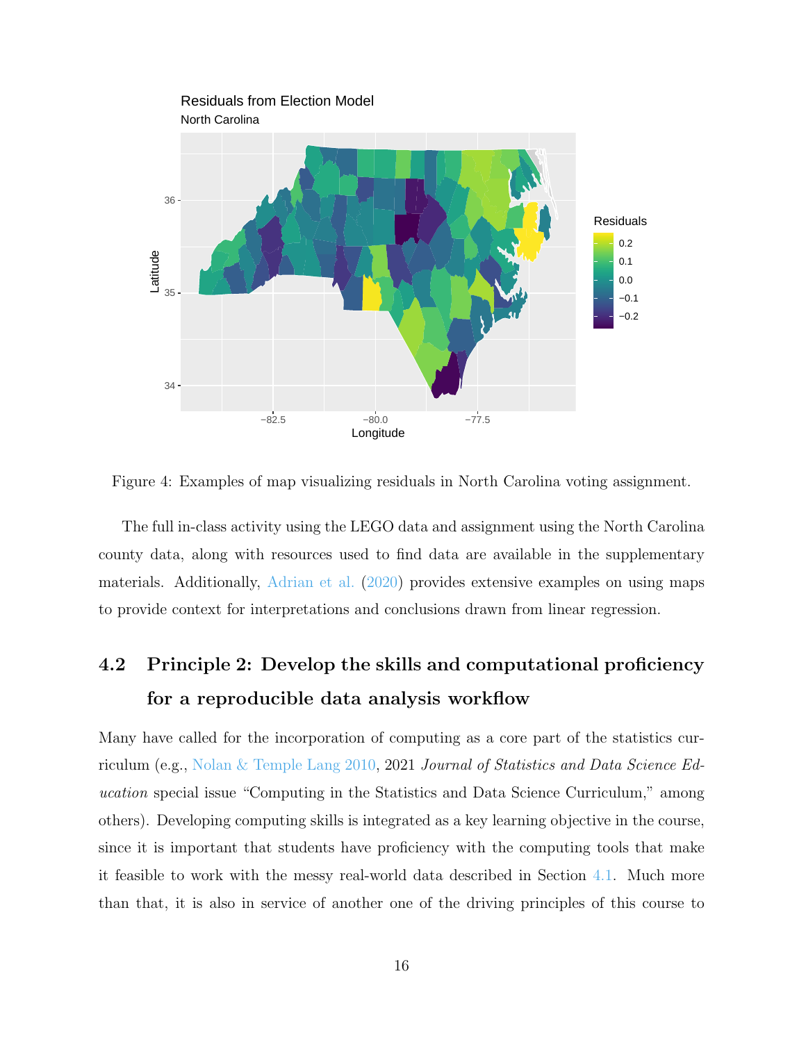Figure 4: Examples of map visualizing residuals in North Carolina voting assignment.

The full in-class activity using the LEGO data and assignment using the North Carolina county data, along with resources used to find data are available in the supplementary materials. Additionally, Adrian et al. (2020) provides extensive examples on using maps to provide context for interpretations and conclusions drawn from linear regression.

## 4.2 Principle 2: Develop the skills and computational proficiency for a reproducible data analysis workflow

Many have called for the incorporation of computing as a core part of the statistics curriculum (e.g., Nolan & Temple Lang 2010, 2021 *Journal of Statistics and Data Science Education* special issue "Computing in the Statistics and Data Science Curriculum," among others). Developing computing skills is integrated as a key learning objective in the course, since it is important that students have proficiency with the computing tools that make it feasible to work with the messy real-world data described in Section 4.1. Much more than that, it is also in service of another one of the driving principles of this course to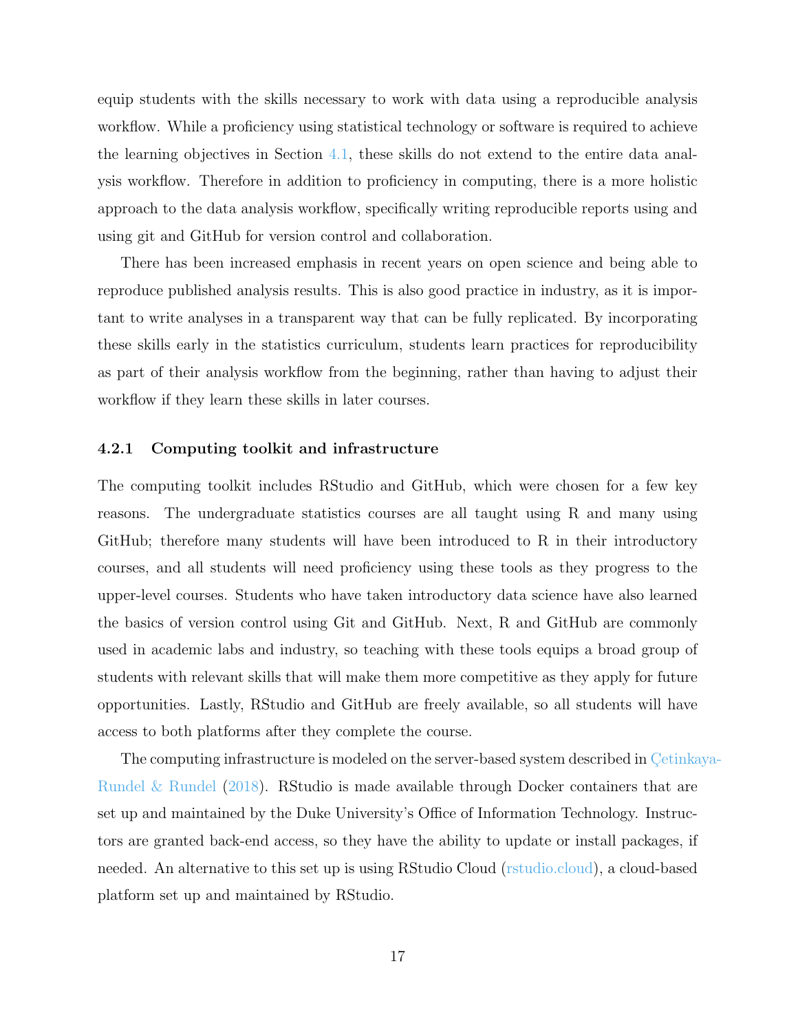equip students with the skills necessary to work with data using a reproducible analysis workflow. While a proficiency using statistical technology or software is required to achieve the learning objectives in Section 4.1, these skills do not extend to the entire data analysis workflow. Therefore in addition to proficiency in computing, there is a more holistic approach to the data analysis workflow, specifically writing reproducible reports using and using git and GitHub for version control and collaboration.

There has been increased emphasis in recent years on open science and being able to reproduce published analysis results. This is also good practice in industry, as it is important to write analyses in a transparent way that can be fully replicated. By incorporating these skills early in the statistics curriculum, students learn practices for reproducibility as part of their analysis workflow from the beginning, rather than having to adjust their workflow if they learn these skills in later courses.

### 4.2.1 Computing toolkit and infrastructure

The computing toolkit includes RStudio and GitHub, which were chosen for a few key reasons. The undergraduate statistics courses are all taught using R and many using GitHub; therefore many students will have been introduced to R in their introductory courses, and all students will need proficiency using these tools as they progress to the upper-level courses. Students who have taken introductory data science have also learned the basics of version control using Git and GitHub. Next, R and GitHub are commonly used in academic labs and industry, so teaching with these tools equips a broad group of students with relevant skills that will make them more competitive as they apply for future opportunities. Lastly, RStudio and GitHub are freely available, so all students will have access to both platforms after they complete the course.

The computing infrastructure is modeled on the server-based system described in Çetinkaya-Rundel & Rundel (2018). RStudio is made available through Docker containers that are set up and maintained by the Duke University's Office of Information Technology. Instructors are granted back-end access, so they have the ability to update or install packages, if needed. An alternative to this set up is using RStudio Cloud (rstudio.cloud), a cloud-based platform set up and maintained by RStudio.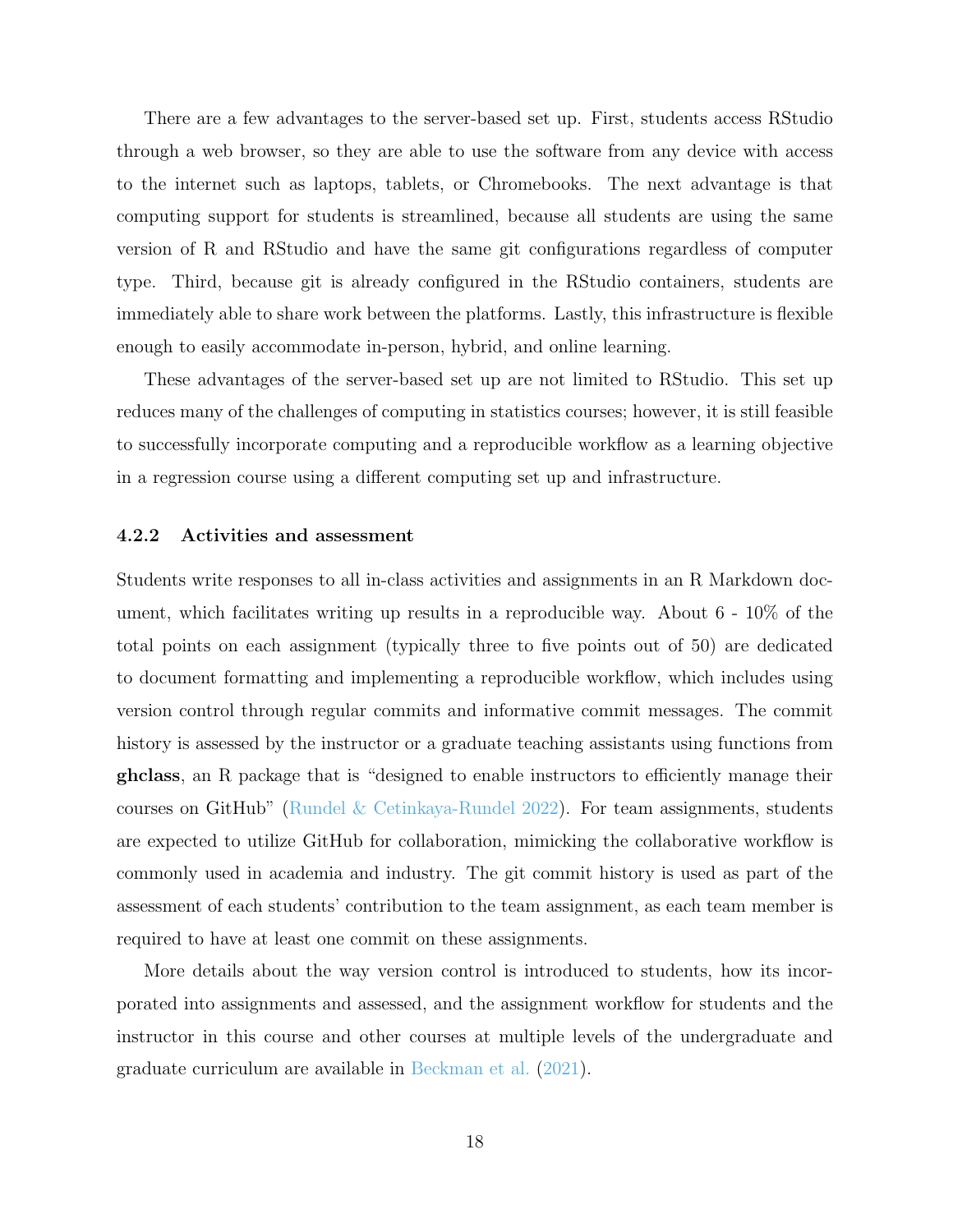There are a few advantages to the server-based set up. First, students access RStudio through a web browser, so they are able to use the software from any device with access to the internet such as laptops, tablets, or Chromebooks. The next advantage is that computing support for students is streamlined, because all students are using the same version of R and RStudio and have the same git configurations regardless of computer type. Third, because git is already configured in the RStudio containers, students are immediately able to share work between the platforms. Lastly, this infrastructure is flexible enough to easily accommodate in-person, hybrid, and online learning.

These advantages of the server-based set up are not limited to RStudio. This set up reduces many of the challenges of computing in statistics courses; however, it is still feasible to successfully incorporate computing and a reproducible workflow as a learning objective in a regression course using a different computing set up and infrastructure.

### 4.2.2 Activities and assessment

Students write responses to all in-class activities and assignments in an R Markdown document, which facilitates writing up results in a reproducible way. About 6 - 10% of the total points on each assignment (typically three to five points out of 50) are dedicated to document formatting and implementing a reproducible workflow, which includes using version control through regular commits and informative commit messages. The commit history is assessed by the instructor or a graduate teaching assistants using functions from **ghclass**, an R package that is "designed to enable instructors to efficiently manage their courses on GitHub" (Rundel & Cetinkaya-Rundel 2022). For team assignments, students are expected to utilize GitHub for collaboration, mimicking the collaborative workflow is commonly used in academia and industry. The git commit history is used as part of the assessment of each students' contribution to the team assignment, as each team member is required to have at least one commit on these assignments.

More details about the way version control is introduced to students, how its incorporated into assignments and assessed, and the assignment workflow for students and the instructor in this course and other courses at multiple levels of the undergraduate and graduate curriculum are available in Beckman et al. (2021).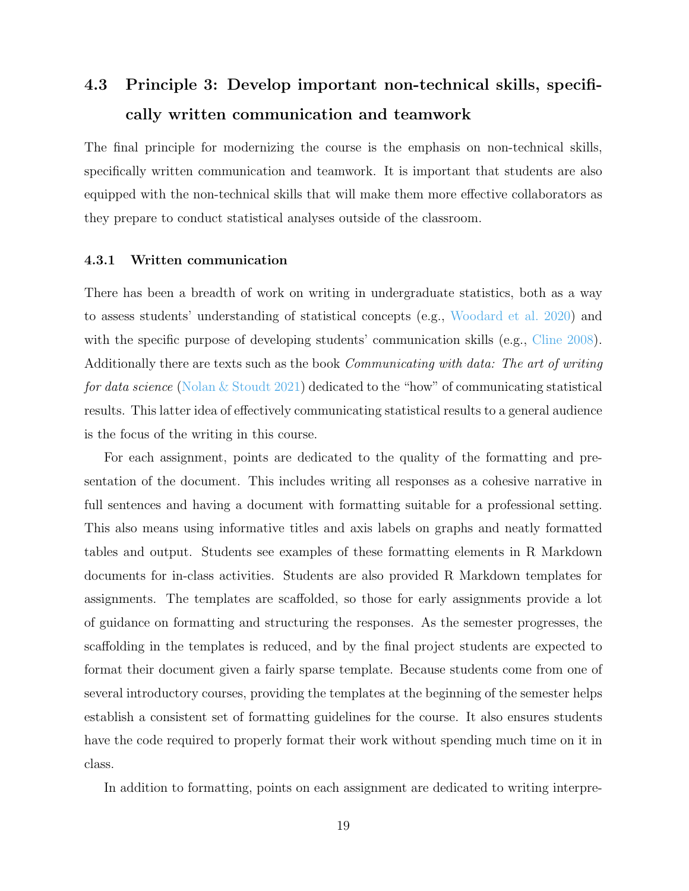### 4.3 Principle 3: Develop important non-technical skills, specifically written communication and teamwork

The final principle for modernizing the course is the emphasis on non-technical skills, specifically written communication and teamwork. It is important that students are also equipped with the non-technical skills that will make them more effective collaborators as they prepare to conduct statistical analyses outside of the classroom.

#### 4.3.1 Written communication

There has been a breadth of work on writing in undergraduate statistics, both as a way to assess students' understanding of statistical concepts (e.g., Woodard et al. 2020) and with the specific purpose of developing students' communication skills (e.g., Cline 2008). Additionally there are texts such as the book *Communicating with data: The art of writing for data science* (Nolan & Stoudt 2021) dedicated to the "how" of communicating statistical results. This latter idea of effectively communicating statistical results to a general audience is the focus of the writing in this course.

For each assignment, points are dedicated to the quality of the formatting and presentation of the document. This includes writing all responses as a cohesive narrative in full sentences and having a document with formatting suitable for a professional setting. This also means using informative titles and axis labels on graphs and neatly formatted tables and output. Students see examples of these formatting elements in R Markdown documents for in-class activities. Students are also provided R Markdown templates for assignments. The templates are scaffolded, so those for early assignments provide a lot of guidance on formatting and structuring the responses. As the semester progresses, the scaffolding in the templates is reduced, and by the final project students are expected to format their document given a fairly sparse template. Because students come from one of several introductory courses, providing the templates at the beginning of the semester helps establish a consistent set of formatting guidelines for the course. It also ensures students have the code required to properly format their work without spending much time on it in class.

In addition to formatting, points on each assignment are dedicated to writing interpre-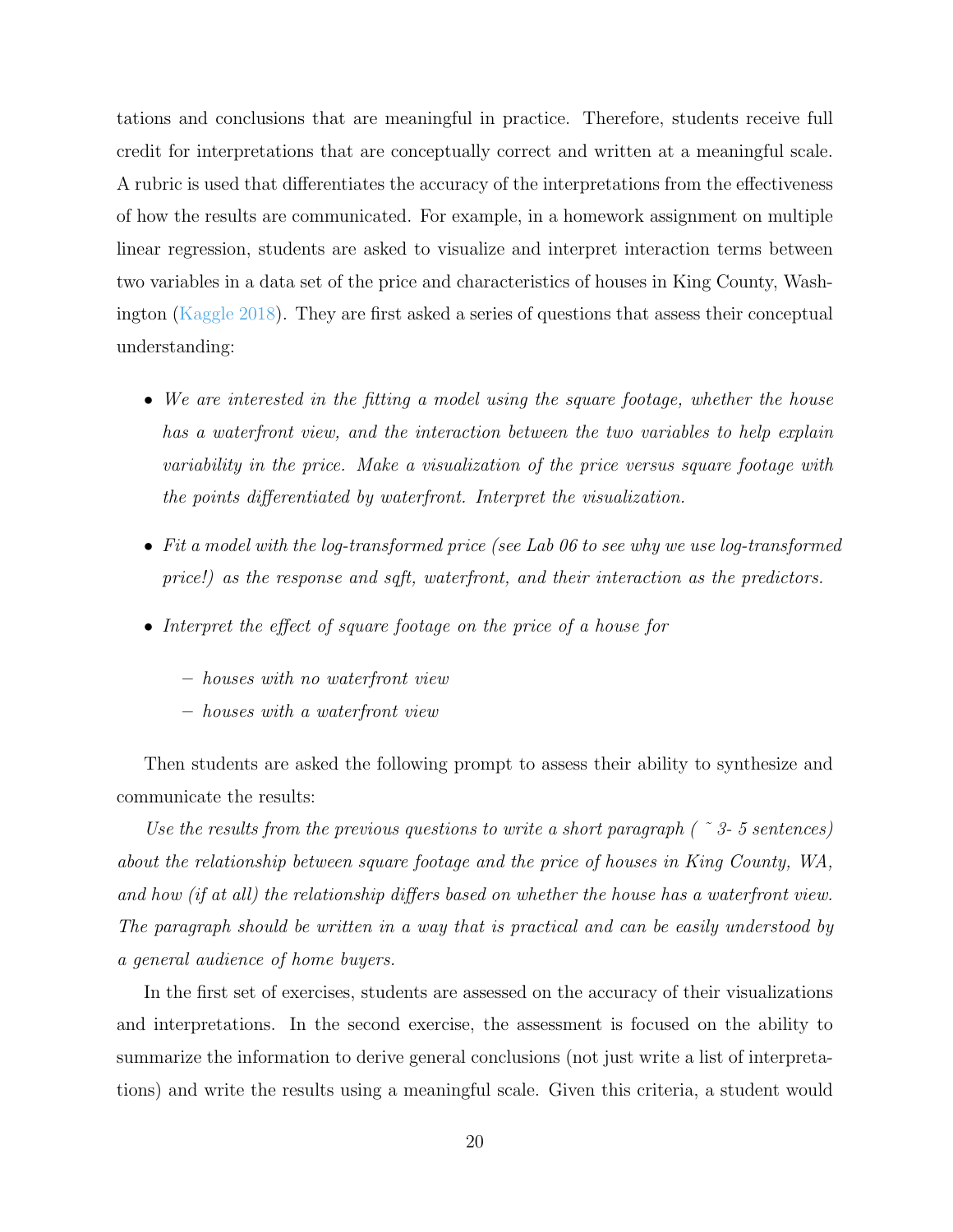tations and conclusions that are meaningful in practice. Therefore, students receive full credit for interpretations that are conceptually correct and written at a meaningful scale. A rubric is used that differentiates the accuracy of the interpretations from the effectiveness of how the results are communicated. For example, in a homework assignment on multiple linear regression, students are asked to visualize and interpret interaction terms between two variables in a data set of the price and characteristics of houses in King County, Washington (Kaggle 2018). They are first asked a series of questions that assess their conceptual understanding:

- *We are interested in the fitting a model using the square footage, whether the house has a waterfront view, and the interaction between the two variables to help explain variability in the price. Make a visualization of the price versus square footage with the points differentiated by waterfront. Interpret the visualization.*
- *Fit a model with the log-transformed price (see Lab 06 to see why we use log-transformed price!) as the response and sqft, waterfront, and their interaction as the predictors.*
- *Interpret the effect of square footage on the price of a house for*
  - *houses with no waterfront view*
  - *houses with a waterfront view*

Then students are asked the following prompt to assess their ability to synthesize and communicate the results:

*Use the results from the previous questions to write a short paragraph ( ˜ 3- 5 sentences) about the relationship between square footage and the price of houses in King County, WA, and how (if at all) the relationship differs based on whether the house has a waterfront view. The paragraph should be written in a way that is practical and can be easily understood by a general audience of home buyers.*

In the first set of exercises, students are assessed on the accuracy of their visualizations and interpretations. In the second exercise, the assessment is focused on the ability to summarize the information to derive general conclusions (not just write a list of interpretations) and write the results using a meaningful scale. Given this criteria, a student would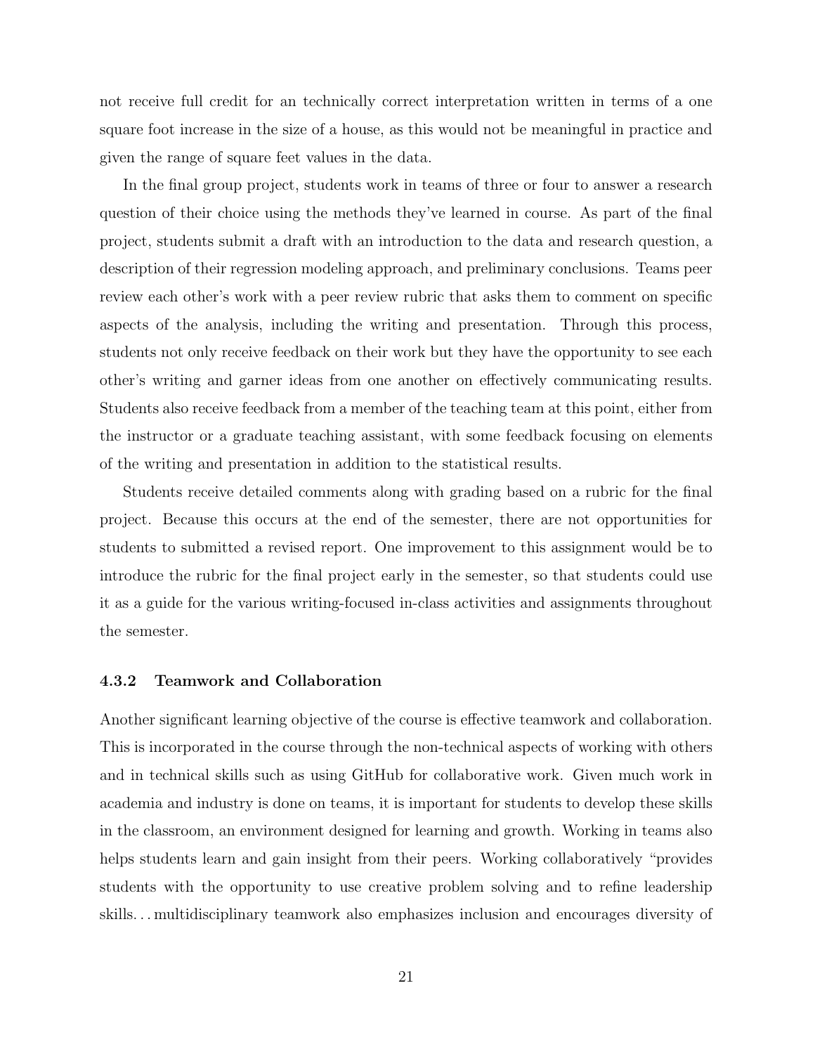not receive full credit for an technically correct interpretation written in terms of a one square foot increase in the size of a house, as this would not be meaningful in practice and given the range of square feet values in the data.

In the final group project, students work in teams of three or four to answer a research question of their choice using the methods they've learned in course. As part of the final project, students submit a draft with an introduction to the data and research question, a description of their regression modeling approach, and preliminary conclusions. Teams peer review each other's work with a peer review rubric that asks them to comment on specific aspects of the analysis, including the writing and presentation. Through this process, students not only receive feedback on their work but they have the opportunity to see each other's writing and garner ideas from one another on effectively communicating results. Students also receive feedback from a member of the teaching team at this point, either from the instructor or a graduate teaching assistant, with some feedback focusing on elements of the writing and presentation in addition to the statistical results.

Students receive detailed comments along with grading based on a rubric for the final project. Because this occurs at the end of the semester, there are not opportunities for students to submitted a revised report. One improvement to this assignment would be to introduce the rubric for the final project early in the semester, so that students could use it as a guide for the various writing-focused in-class activities and assignments throughout the semester.

### 4.3.2 Teamwork and Collaboration

Another significant learning objective of the course is effective teamwork and collaboration. This is incorporated in the course through the non-technical aspects of working with others and in technical skills such as using GitHub for collaborative work. Given much work in academia and industry is done on teams, it is important for students to develop these skills in the classroom, an environment designed for learning and growth. Working in teams also helps students learn and gain insight from their peers. Working collaboratively "provides students with the opportunity to use creative problem solving and to refine leadership skills... multidisciplinary teamwork also emphasizes inclusion and encourages diversity of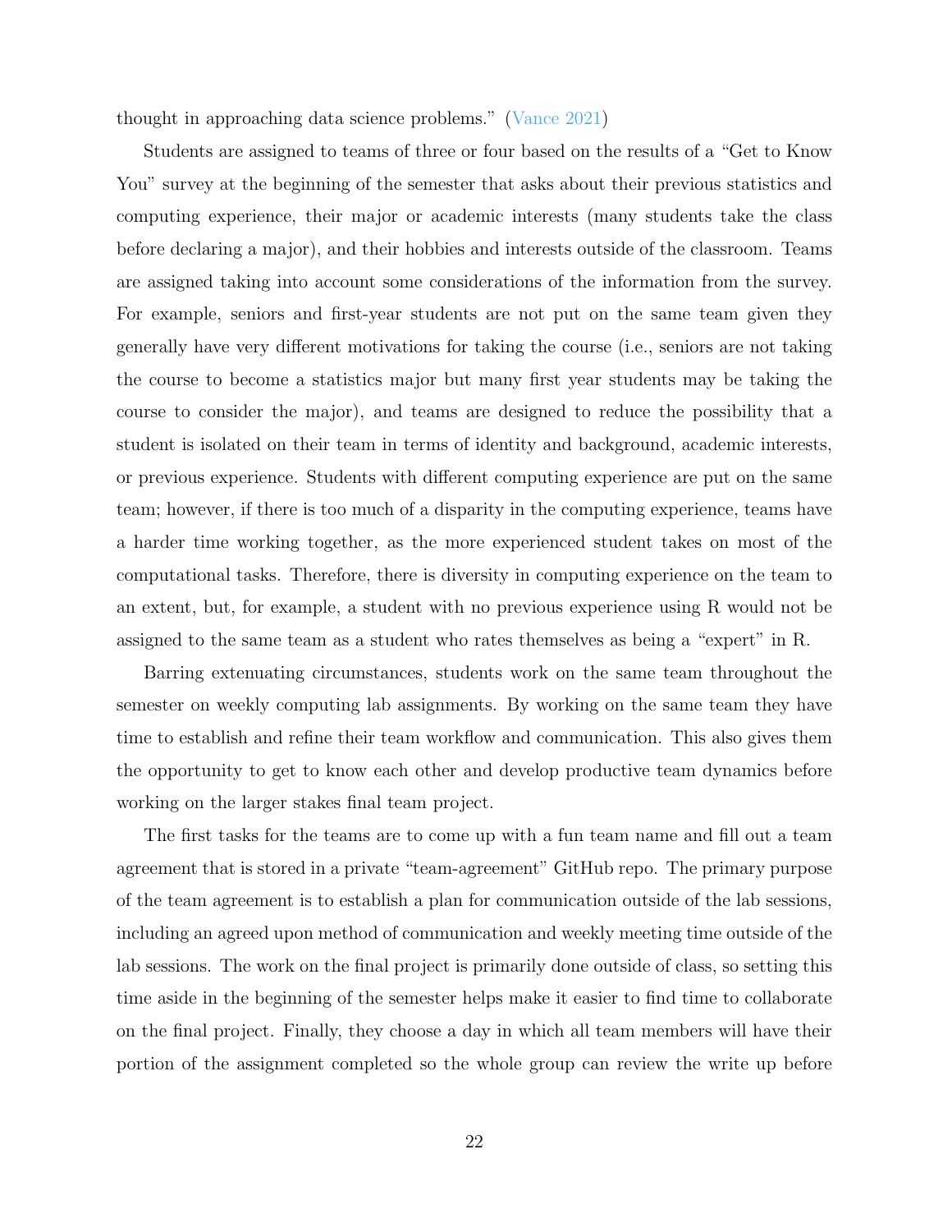thought in approaching data science problems." (Vance 2021)

Students are assigned to teams of three or four based on the results of a "Get to Know You" survey at the beginning of the semester that asks about their previous statistics and computing experience, their major or academic interests (many students take the class before declaring a major), and their hobbies and interests outside of the classroom. Teams are assigned taking into account some considerations of the information from the survey. For example, seniors and first-year students are not put on the same team given they generally have very different motivations for taking the course (i.e., seniors are not taking the course to become a statistics major but many first year students may be taking the course to consider the major), and teams are designed to reduce the possibility that a student is isolated on their team in terms of identity and background, academic interests, or previous experience. Students with different computing experience are put on the same team; however, if there is too much of a disparity in the computing experience, teams have a harder time working together, as the more experienced student takes on most of the computational tasks. Therefore, there is diversity in computing experience on the team to an extent, but, for example, a student with no previous experience using R would not be assigned to the same team as a student who rates themselves as being a "expert" in R.

Barring extenuating circumstances, students work on the same team throughout the semester on weekly computing lab assignments. By working on the same team they have time to establish and refine their team workflow and communication. This also gives them the opportunity to get to know each other and develop productive team dynamics before working on the larger stakes final team project.

The first tasks for the teams are to come up with a fun team name and fill out a team agreement that is stored in a private "team-agreement" GitHub repo. The primary purpose of the team agreement is to establish a plan for communication outside of the lab sessions, including an agreed upon method of communication and weekly meeting time outside of the lab sessions. The work on the final project is primarily done outside of class, so setting this time aside in the beginning of the semester helps make it easier to find time to collaborate on the final project. Finally, they choose a day in which all team members will have their portion of the assignment completed so the whole group can review the write up before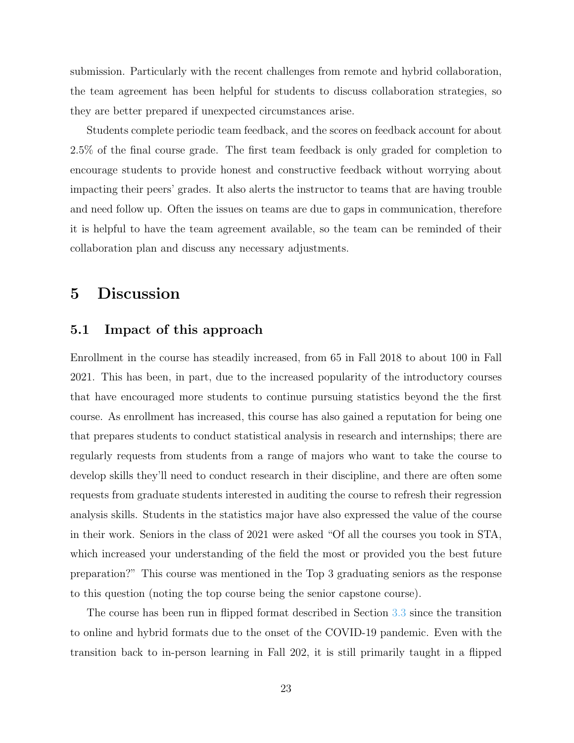submission. Particularly with the recent challenges from remote and hybrid collaboration, the team agreement has been helpful for students to discuss collaboration strategies, so they are better prepared if unexpected circumstances arise.

Students complete periodic team feedback, and the scores on feedback account for about 2.5% of the final course grade. The first team feedback is only graded for completion to encourage students to provide honest and constructive feedback without worrying about impacting their peers' grades. It also alerts the instructor to teams that are having trouble and need follow up. Often the issues on teams are due to gaps in communication, therefore it is helpful to have the team agreement available, so the team can be reminded of their collaboration plan and discuss any necessary adjustments.

# 5 Discussion

## 5.1 Impact of this approach

Enrollment in the course has steadily increased, from 65 in Fall 2018 to about 100 in Fall 2021. This has been, in part, due to the increased popularity of the introductory courses that have encouraged more students to continue pursuing statistics beyond the the first course. As enrollment has increased, this course has also gained a reputation for being one that prepares students to conduct statistical analysis in research and internships; there are regularly requests from students from a range of majors who want to take the course to develop skills they'll need to conduct research in their discipline, and there are often some requests from graduate students interested in auditing the course to refresh their regression analysis skills. Students in the statistics major have also expressed the value of the course in their work. Seniors in the class of 2021 were asked "Of all the courses you took in STA, which increased your understanding of the field the most or provided you the best future preparation?" This course was mentioned in the Top 3 graduating seniors as the response to this question (noting the top course being the senior capstone course).

The course has been run in flipped format described in Section 3.3 since the transition to online and hybrid formats due to the onset of the COVID-19 pandemic. Even with the transition back to in-person learning in Fall 202, it is still primarily taught in a flipped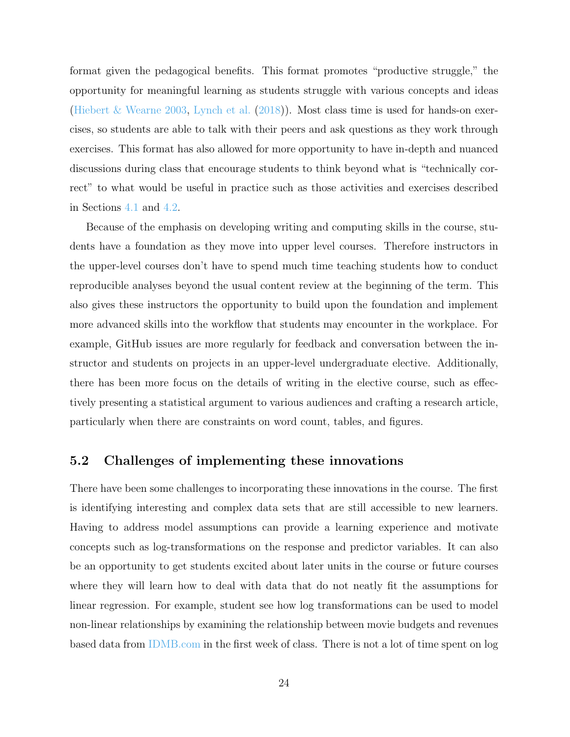format given the pedagogical benefits. This format promotes "productive struggle," the opportunity for meaningful learning as students struggle with various concepts and ideas (Hiebert & Wearne 2003, Lynch et al. (2018)). Most class time is used for hands-on exercises, so students are able to talk with their peers and ask questions as they work through exercises. This format has also allowed for more opportunity to have in-depth and nuanced discussions during class that encourage students to think beyond what is "technically correct" to what would be useful in practice such as those activities and exercises described in Sections 4.1 and 4.2.

Because of the emphasis on developing writing and computing skills in the course, students have a foundation as they move into upper level courses. Therefore instructors in the upper-level courses don't have to spend much time teaching students how to conduct reproducible analyses beyond the usual content review at the beginning of the term. This also gives these instructors the opportunity to build upon the foundation and implement more advanced skills into the workflow that students may encounter in the workplace. For example, GitHub issues are more regularly for feedback and conversation between the instructor and students on projects in an upper-level undergraduate elective. Additionally, there has been more focus on the details of writing in the elective course, such as effectively presenting a statistical argument to various audiences and crafting a research article, particularly when there are constraints on word count, tables, and figures.

## 5.2 Challenges of implementing these innovations

There have been some challenges to incorporating these innovations in the course. The first is identifying interesting and complex data sets that are still accessible to new learners. Having to address model assumptions can provide a learning experience and motivate concepts such as log-transformations on the response and predictor variables. It can also be an opportunity to get students excited about later units in the course or future courses where they will learn how to deal with data that do not neatly fit the assumptions for linear regression. For example, student see how log transformations can be used to model non-linear relationships by examining the relationship between movie budgets and revenues based data from IDMB.com in the first week of class. There is not a lot of time spent on log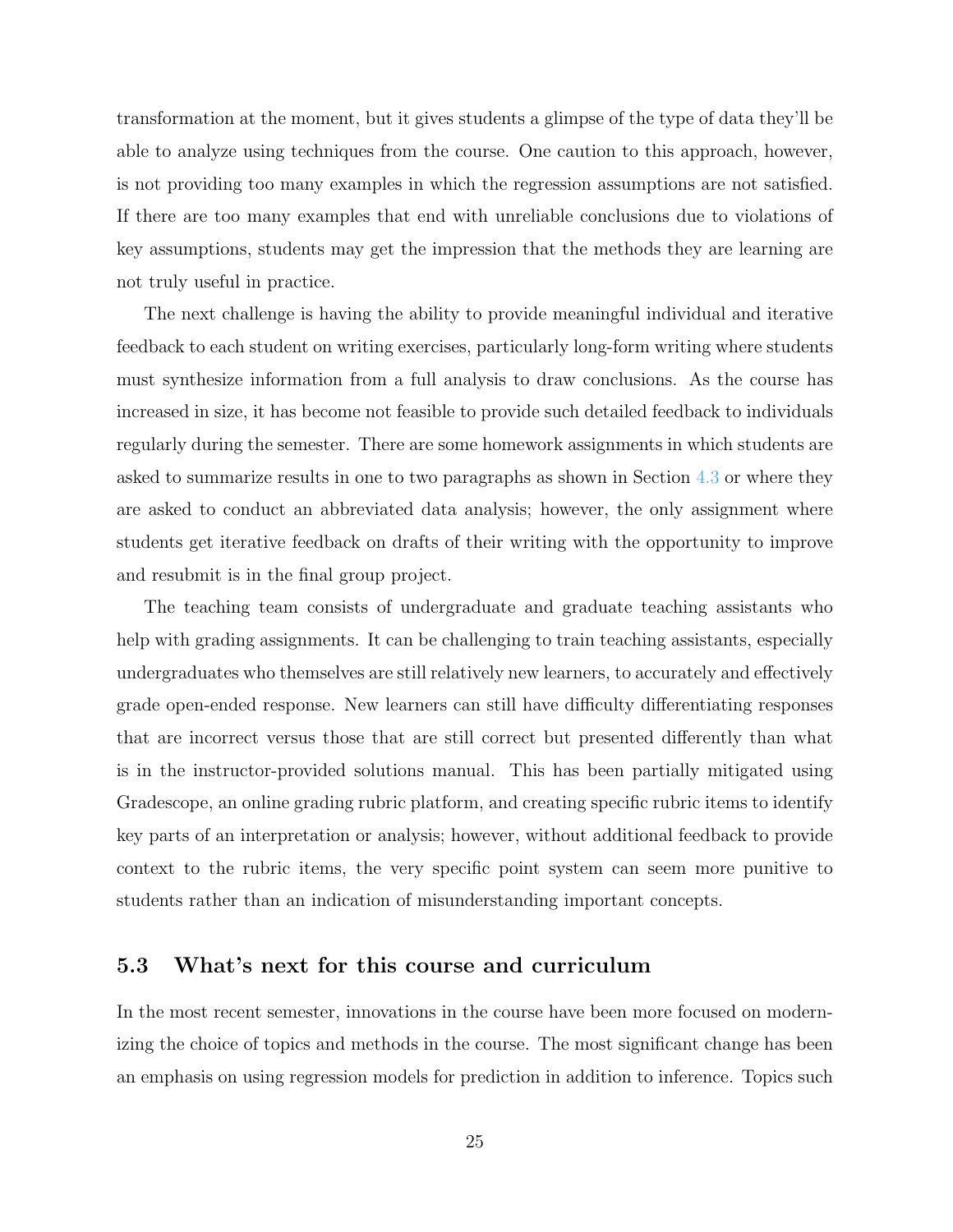transformation at the moment, but it gives students a glimpse of the type of data they'll be able to analyze using techniques from the course. One caution to this approach, however, is not providing too many examples in which the regression assumptions are not satisfied. If there are too many examples that end with unreliable conclusions due to violations of key assumptions, students may get the impression that the methods they are learning are not truly useful in practice.

The next challenge is having the ability to provide meaningful individual and iterative feedback to each student on writing exercises, particularly long-form writing where students must synthesize information from a full analysis to draw conclusions. As the course has increased in size, it has become not feasible to provide such detailed feedback to individuals regularly during the semester. There are some homework assignments in which students are asked to summarize results in one to two paragraphs as shown in Section 4.3 or where they are asked to conduct an abbreviated data analysis; however, the only assignment where students get iterative feedback on drafts of their writing with the opportunity to improve and resubmit is in the final group project.

The teaching team consists of undergraduate and graduate teaching assistants who help with grading assignments. It can be challenging to train teaching assistants, especially undergraduates who themselves are still relatively new learners, to accurately and effectively grade open-ended response. New learners can still have difficulty differentiating responses that are incorrect versus those that are still correct but presented differently than what is in the instructor-provided solutions manual. This has been partially mitigated using Gradescope, an online grading rubric platform, and creating specific rubric items to identify key parts of an interpretation or analysis; however, without additional feedback to provide context to the rubric items, the very specific point system can seem more punitive to students rather than an indication of misunderstanding important concepts.

## 5.3 What's next for this course and curriculum

In the most recent semester, innovations in the course have been more focused on modernizing the choice of topics and methods in the course. The most significant change has been an emphasis on using regression models for prediction in addition to inference. Topics such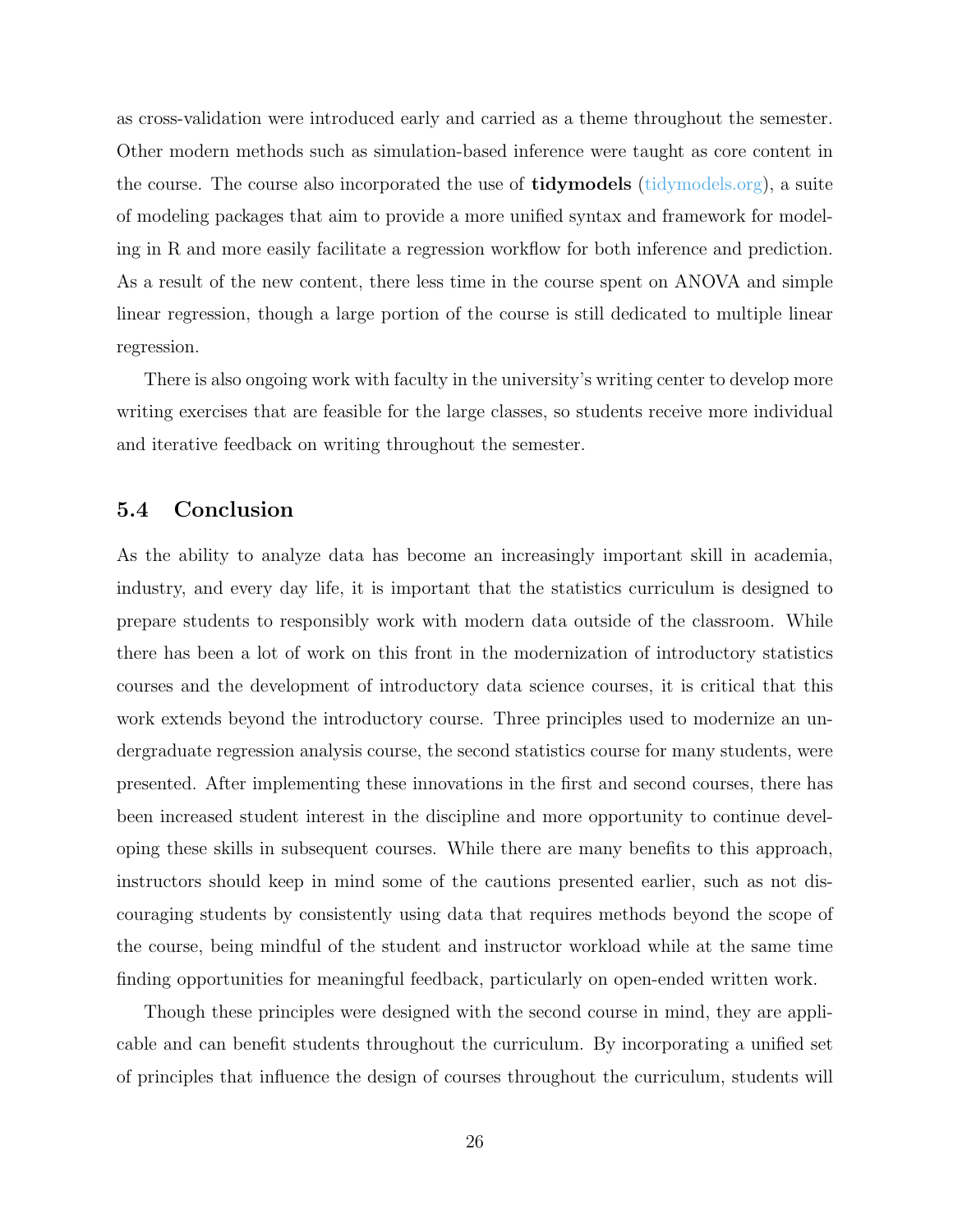as cross-validation were introduced early and carried as a theme throughout the semester. Other modern methods such as simulation-based inference were taught as core content in the course. The course also incorporated the use of **tidymodels** (tidymodels.org), a suite of modeling packages that aim to provide a more unified syntax and framework for modeling in R and more easily facilitate a regression workflow for both inference and prediction. As a result of the new content, there less time in the course spent on ANOVA and simple linear regression, though a large portion of the course is still dedicated to multiple linear regression.

There is also ongoing work with faculty in the university's writing center to develop more writing exercises that are feasible for the large classes, so students receive more individual and iterative feedback on writing throughout the semester.

## 5.4 Conclusion

As the ability to analyze data has become an increasingly important skill in academia, industry, and every day life, it is important that the statistics curriculum is designed to prepare students to responsibly work with modern data outside of the classroom. While there has been a lot of work on this front in the modernization of introductory statistics courses and the development of introductory data science courses, it is critical that this work extends beyond the introductory course. Three principles used to modernize an undergraduate regression analysis course, the second statistics course for many students, were presented. After implementing these innovations in the first and second courses, there has been increased student interest in the discipline and more opportunity to continue developing these skills in subsequent courses. While there are many benefits to this approach, instructors should keep in mind some of the cautions presented earlier, such as not discouraging students by consistently using data that requires methods beyond the scope of the course, being mindful of the student and instructor workload while at the same time finding opportunities for meaningful feedback, particularly on open-ended written work.

Though these principles were designed with the second course in mind, they are applicable and can benefit students throughout the curriculum. By incorporating a unified set of principles that influence the design of courses throughout the curriculum, students will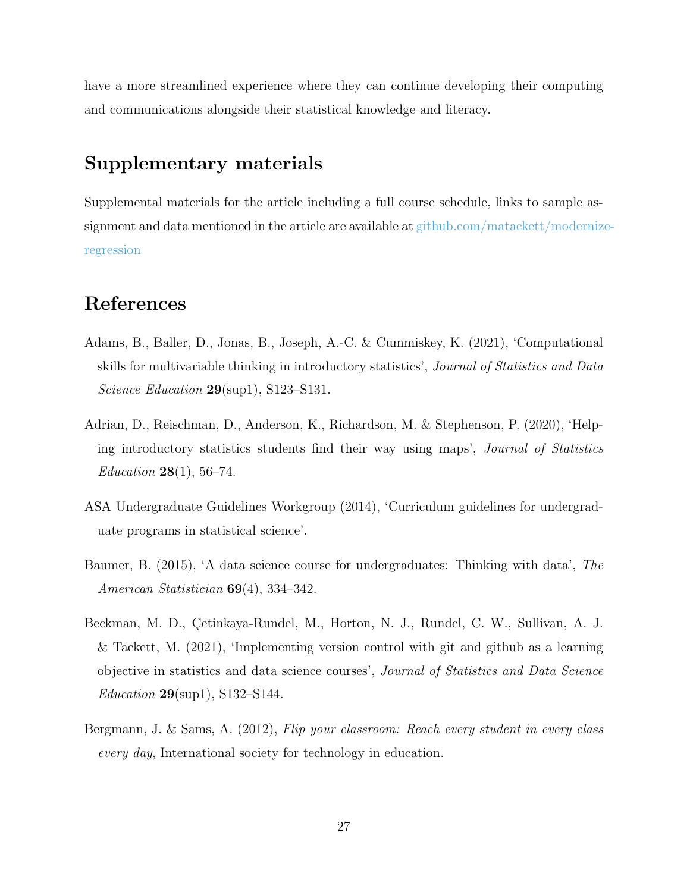have a more streamlined experience where they can continue developing their computing and communications alongside their statistical knowledge and literacy.

## Supplementary materials

Supplemental materials for the article including a full course schedule, links to sample assignment and data mentioned in the article are available at [github.com/matackett/modernize-regression](https://github.com/matackett/modernize-regression)

## References

Adams, B., Baller, D., Jonas, B., Joseph, A.-C. & Cummiskey, K. (2021), 'Computational skills for multivariable thinking in introductory statistics', *Journal of Statistics and Data Science Education* **29**(sup1), S123–S131.

Adrian, D., Reischman, D., Anderson, K., Richardson, M. & Stephenson, P. (2020), 'Helping introductory statistics students find their way using maps', *Journal of Statistics Education* **28**(1), 56–74.

ASA Undergraduate Guidelines Workgroup (2014), 'Curriculum guidelines for undergraduate programs in statistical science'.

Baumer, B. (2015), 'A data science course for undergraduates: Thinking with data', *The American Statistician* **69**(4), 334–342.

Beckman, M. D., Çetinkaya-Rundel, M., Horton, N. J., Rundel, C. W., Sullivan, A. J. & Tackett, M. (2021), 'Implementing version control with git and github as a learning objective in statistics and data science courses', *Journal of Statistics and Data Science Education* **29**(sup1), S132–S144.

Bergmann, J. & Sams, A. (2012), *Flip your classroom: Reach every student in every class every day*, International society for technology in education.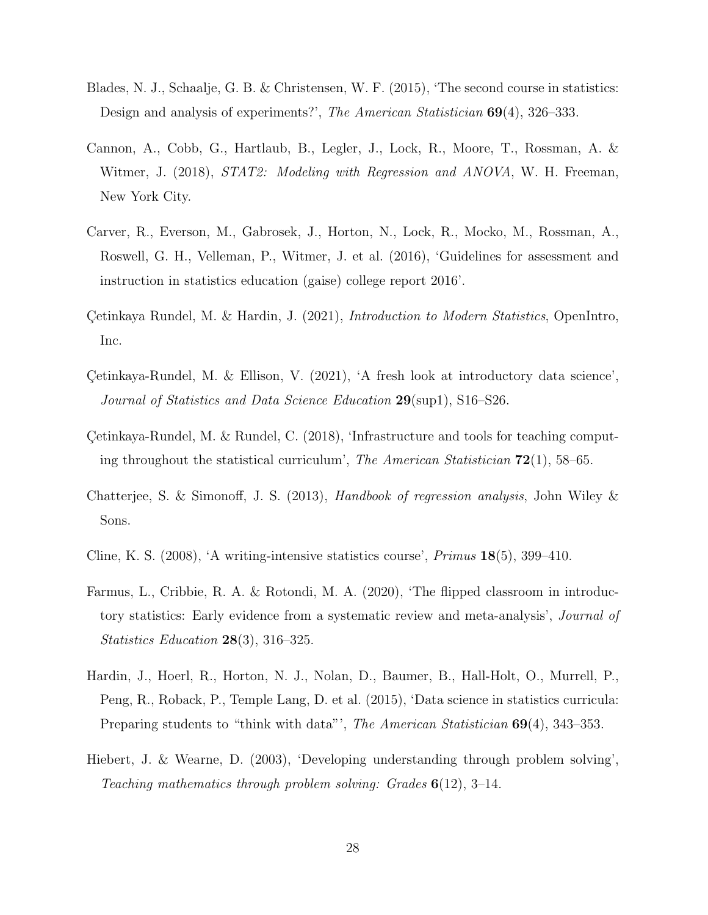Blades, N. J., Schaalje, G. B. & Christensen, W. F. (2015), 'The second course in statistics: Design and analysis of experiments?', *The American Statistician* **69**(4), 326–333.

Cannon, A., Cobb, G., Hartlaub, B., Legler, J., Lock, R., Moore, T., Rossman, A. & Witmer, J. (2018), *STAT2: Modeling with Regression and ANOVA*, W. H. Freeman, New York City.

Carver, R., Everson, M., Gabrosek, J., Horton, N., Lock, R., Mocko, M., Rossman, A., Roswell, G. H., Velleman, P., Witmer, J. et al. (2016), 'Guidelines for assessment and instruction in statistics education (gaise) college report 2016'.

Çetinkaya Rundel, M. & Hardin, J. (2021), *Introduction to Modern Statistics*, OpenIntro, Inc.

Çetinkaya-Rundel, M. & Ellison, V. (2021), 'A fresh look at introductory data science', *Journal of Statistics and Data Science Education* **29**(sup1), S16–S26.

Çetinkaya-Rundel, M. & Rundel, C. (2018), 'Infrastructure and tools for teaching computing throughout the statistical curriculum', *The American Statistician* **72**(1), 58–65.

Chatterjee, S. & Simonoff, J. S. (2013), *Handbook of regression analysis*, John Wiley & Sons.

Cline, K. S. (2008), 'A writing-intensive statistics course', *Primus* **18**(5), 399–410.

Farmus, L., Cribbie, R. A. & Rotondi, M. A. (2020), 'The flipped classroom in introductory statistics: Early evidence from a systematic review and meta-analysis', *Journal of Statistics Education* **28**(3), 316–325.

Hardin, J., Hoerl, R., Horton, N. J., Nolan, D., Baumer, B., Hall-Holt, O., Murrell, P., Peng, R., Roback, P., Temple Lang, D. et al. (2015), 'Data science in statistics curricula: Preparing students to "think with data"', *The American Statistician* **69**(4), 343–353.

Hiebert, J. & Wearne, D. (2003), 'Developing understanding through problem solving', *Teaching mathematics through problem solving: Grades* **6**(12), 3–14.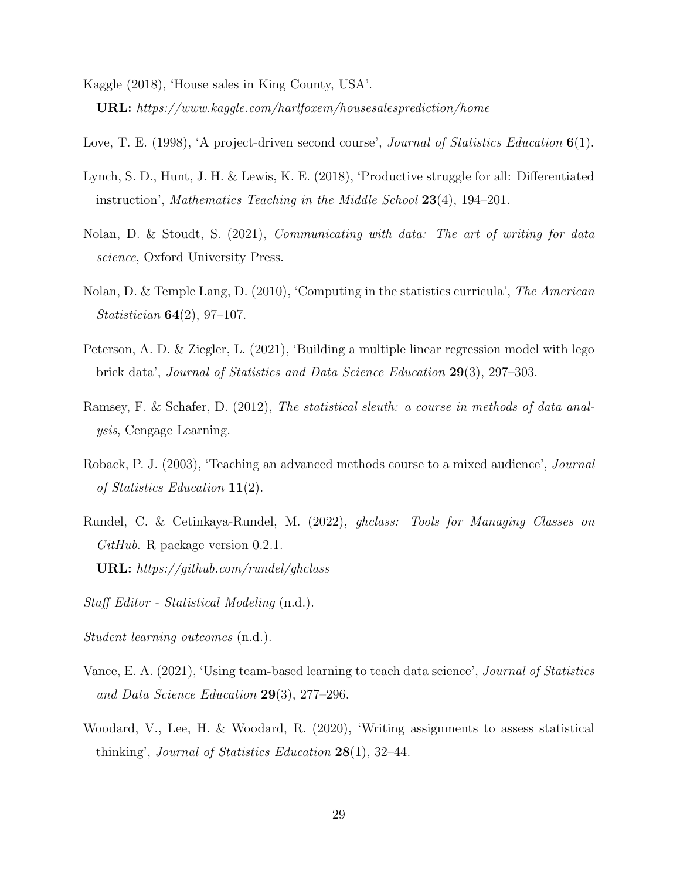Kaggle (2018), 'House sales in King County, USA'.
**URL:** *https://www.kaggle.com/harlfoxem/housesalesprediction/home*

Love, T. E. (1998), 'A project-driven second course', *Journal of Statistics Education* **6**(1).

Lynch, S. D., Hunt, J. H. & Lewis, K. E. (2018), 'Productive struggle for all: Differentiated instruction', *Mathematics Teaching in the Middle School* **23**(4), 194–201.

Nolan, D. & Stoudt, S. (2021), *Communicating with data: The art of writing for data science*, Oxford University Press.

Nolan, D. & Temple Lang, D. (2010), 'Computing in the statistics curricula', *The American Statistician* **64**(2), 97–107.

Peterson, A. D. & Ziegler, L. (2021), 'Building a multiple linear regression model with lego brick data', *Journal of Statistics and Data Science Education* **29**(3), 297–303.

Ramsey, F. & Schafer, D. (2012), *The statistical sleuth: a course in methods of data analysis*, Cengage Learning.

Roback, P. J. (2003), 'Teaching an advanced methods course to a mixed audience', *Journal of Statistics Education* **11**(2).

Rundel, C. & Cetinkaya-Rundel, M. (2022), *ghclass: Tools for Managing Classes on GitHub*. R package version 0.2.1.
**URL:** *https://github.com/rundel/ghclass*

*Staff Editor - Statistical Modeling* (n.d.).

*Student learning outcomes* (n.d.).

Vance, E. A. (2021), 'Using team-based learning to teach data science', *Journal of Statistics and Data Science Education* **29**(3), 277–296.

Woodard, V., Lee, H. & Woodard, R. (2020), 'Writing assignments to assess statistical thinking', *Journal of Statistics Education* **28**(1), 32–44.